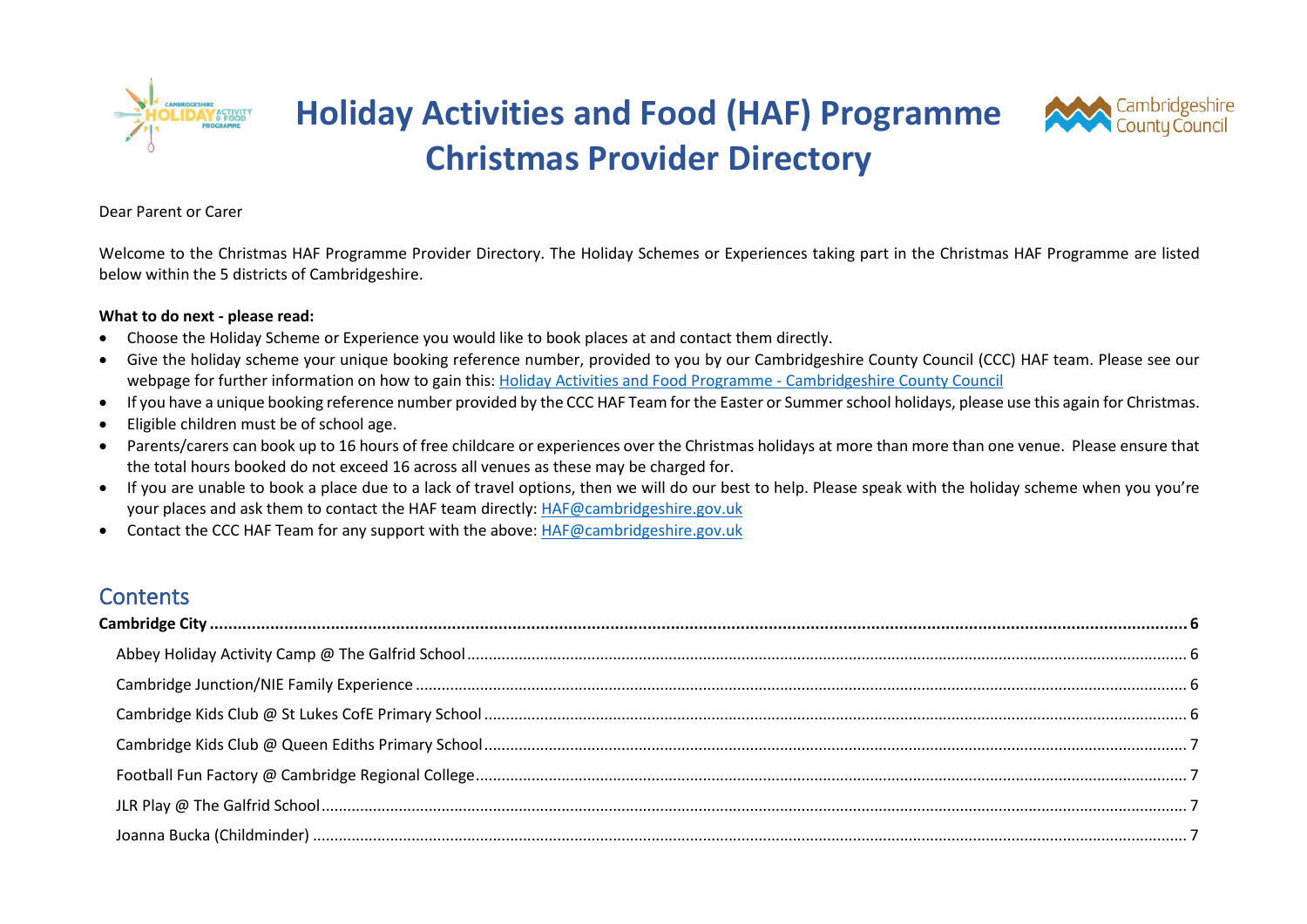# Holiday Activities and Food (HAF) Programme Christmas Provider Directory

Dear Parent or Carer

Welcome to the Christmas HAF Programme Provider Directory. The Holiday Schemes or Experiences taking part in the Christmas HAF Programme are listed below within the 5 districts of Cambridgeshire.

**What to do next - please read:**

- Choose the Holiday Scheme or Experience you would like to book places at and contact them directly.
- Give the holiday scheme your unique booking reference number, provided to you by our Cambridgeshire County Council (CCC) HAF team. Please see our webpage for further information on how to gain this: [Holiday Activities and Food Programme - Cambridgeshire County Council]
- If you have a unique booking reference number provided by the CCC HAF Team for the Easter or Summer school holidays, please use this again for Christmas.
- Eligible children must be of school age.
- Parents/carers can book up to 16 hours of free childcare or experiences over the Christmas holidays at more than more than one venue. Please ensure that the total hours booked do not exceed 16 across all venues as these may be charged for.
- If you are unable to book a place due to a lack of travel options, then we will do our best to help. Please speak with the holiday scheme when you you're your places and ask them to contact the HAF team directly: HAF@cambridgeshire.gov.uk
- Contact the CCC HAF Team for any support with the above: HAF@cambridgeshire.gov.uk

## Contents

**Cambridge City** .......... 6

- Abbey Holiday Activity Camp @ The Galfrid School .......... 6
- Cambridge Junction/NIE Family Experience .......... 6
- Cambridge Kids Club @ St Lukes CofE Primary School .......... 6
- Cambridge Kids Club @ Queen Ediths Primary School .......... 7
- Football Fun Factory @ Cambridge Regional College .......... 7
- JLR Play @ The Galfrid School .......... 7
- Joanna Bucka (Childminder) .......... 7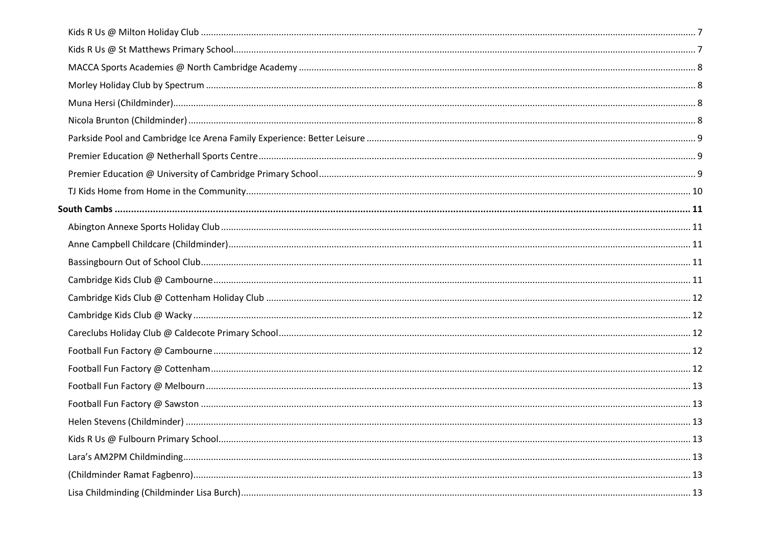Kids R Us @ Milton Holiday Club ....... 7

Kids R Us @ St Matthews Primary School ....... 7

MACCA Sports Academies @ North Cambridge Academy ....... 8

Morley Holiday Club by Spectrum ....... 8

Muna Hersi (Childminder) ....... 8

Nicola Brunton (Childminder) ....... 8

Parkside Pool and Cambridge Ice Arena Family Experience: Better Leisure ....... 9

Premier Education @ Netherhall Sports Centre ....... 9

Premier Education @ University of Cambridge Primary School ....... 9

TJ Kids Home from Home in the Community ....... 10

**South Cambs ....... 11**

Abington Annexe Sports Holiday Club ....... 11

Anne Campbell Childcare (Childminder) ....... 11

Bassingbourn Out of School Club ....... 11

Cambridge Kids Club @ Cambourne ....... 11

Cambridge Kids Club @ Cottenham Holiday Club ....... 12

Cambridge Kids Club @ Wacky ....... 12

Careclubs Holiday Club @ Caldecote Primary School ....... 12

Football Fun Factory @ Cambourne ....... 12

Football Fun Factory @ Cottenham ....... 12

Football Fun Factory @ Melbourn ....... 13

Football Fun Factory @ Sawston ....... 13

Helen Stevens (Childminder) ....... 13

Kids R Us @ Fulbourn Primary School ....... 13

Lara's AM2PM Childminding ....... 13

(Childminder Ramat Fagbenro) ....... 13

Lisa Childminding (Childminder Lisa Burch) ....... 13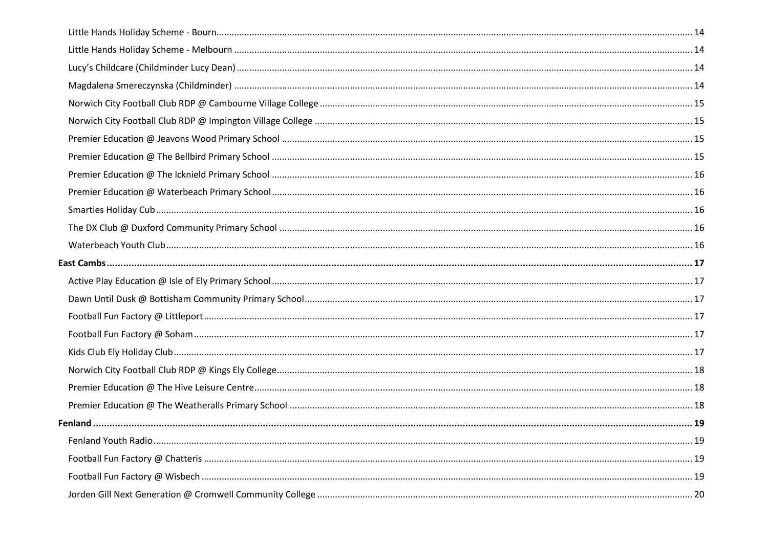Little Hands Holiday Scheme - Bourn ........ 14

Little Hands Holiday Scheme - Melbourn ........ 14

Lucy's Childcare (Childminder Lucy Dean) ........ 14

Magdalena Smereczynska (Childminder) ........ 14

Norwich City Football Club RDP @ Cambourne Village College ........ 15

Norwich City Football Club RDP @ Impington Village College ........ 15

Premier Education @ Jeavons Wood Primary School ........ 15

Premier Education @ The Bellbird Primary School ........ 15

Premier Education @ The Icknield Primary School ........ 16

Premier Education @ Waterbeach Primary School ........ 16

Smarties Holiday Cub ........ 16

The DX Club @ Duxford Community Primary School ........ 16

Waterbeach Youth Club ........ 16

**East Cambs ........ 17**

Active Play Education @ Isle of Ely Primary School ........ 17

Dawn Until Dusk @ Bottisham Community Primary School ........ 17

Football Fun Factory @ Littleport ........ 17

Football Fun Factory @ Soham ........ 17

Kids Club Ely Holiday Club ........ 17

Norwich City Football Club RDP @ Kings Ely College ........ 18

Premier Education @ The Hive Leisure Centre ........ 18

Premier Education @ The Weatheralls Primary School ........ 18

**Fenland ........ 19**

Fenland Youth Radio ........ 19

Football Fun Factory @ Chatteris ........ 19

Football Fun Factory @ Wisbech ........ 19

Jorden Gill Next Generation @ Cromwell Community College ........ 20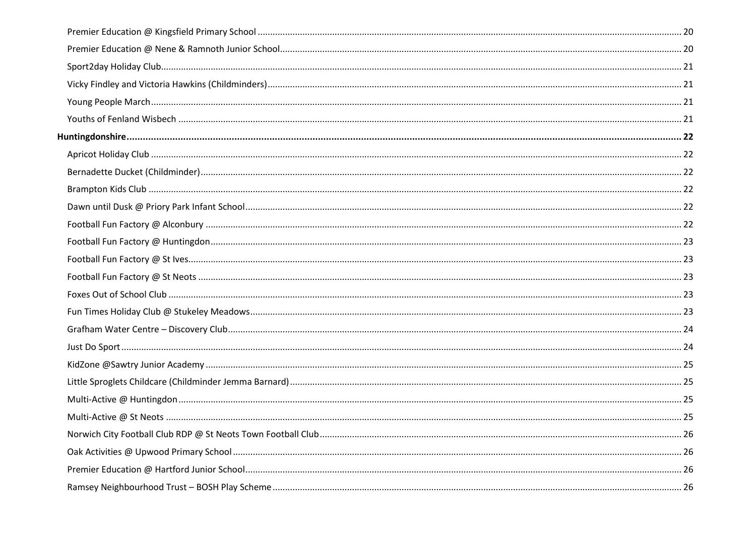Premier Education @ Kingsfield Primary School ..... 20
Premier Education @ Nene & Ramnoth Junior School ..... 20
Sport2day Holiday Club ..... 21
Vicky Findley and Victoria Hawkins (Childminders) ..... 21
Young People March ..... 21
Youths of Fenland Wisbech ..... 21

**Huntingdonshire ..... 22**

Apricot Holiday Club ..... 22
Bernadette Ducket (Childminder) ..... 22
Brampton Kids Club ..... 22
Dawn until Dusk @ Priory Park Infant School ..... 22
Football Fun Factory @ Alconbury ..... 22
Football Fun Factory @ Huntingdon ..... 23
Football Fun Factory @ St Ives ..... 23
Football Fun Factory @ St Neots ..... 23
Foxes Out of School Club ..... 23
Fun Times Holiday Club @ Stukeley Meadows ..... 23
Grafham Water Centre – Discovery Club ..... 24
Just Do Sport ..... 24
KidZone @Sawtry Junior Academy ..... 25
Little Sproglets Childcare (Childminder Jemma Barnard) ..... 25
Multi-Active @ Huntingdon ..... 25
Multi-Active @ St Neots ..... 25
Norwich City Football Club RDP @ St Neots Town Football Club ..... 26
Oak Activities @ Upwood Primary School ..... 26
Premier Education @ Hartford Junior School ..... 26
Ramsey Neighbourhood Trust – BOSH Play Scheme ..... 26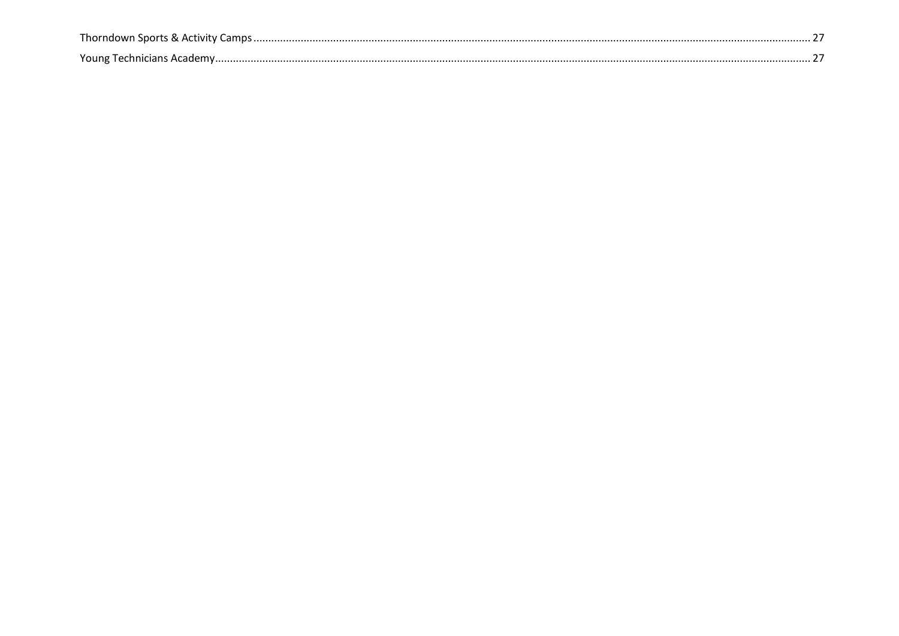Thorndown Sports & Activity Camps........................................................................................................................................................................................ 27

Young Technicians Academy.................................................................................................................................................................................................. 27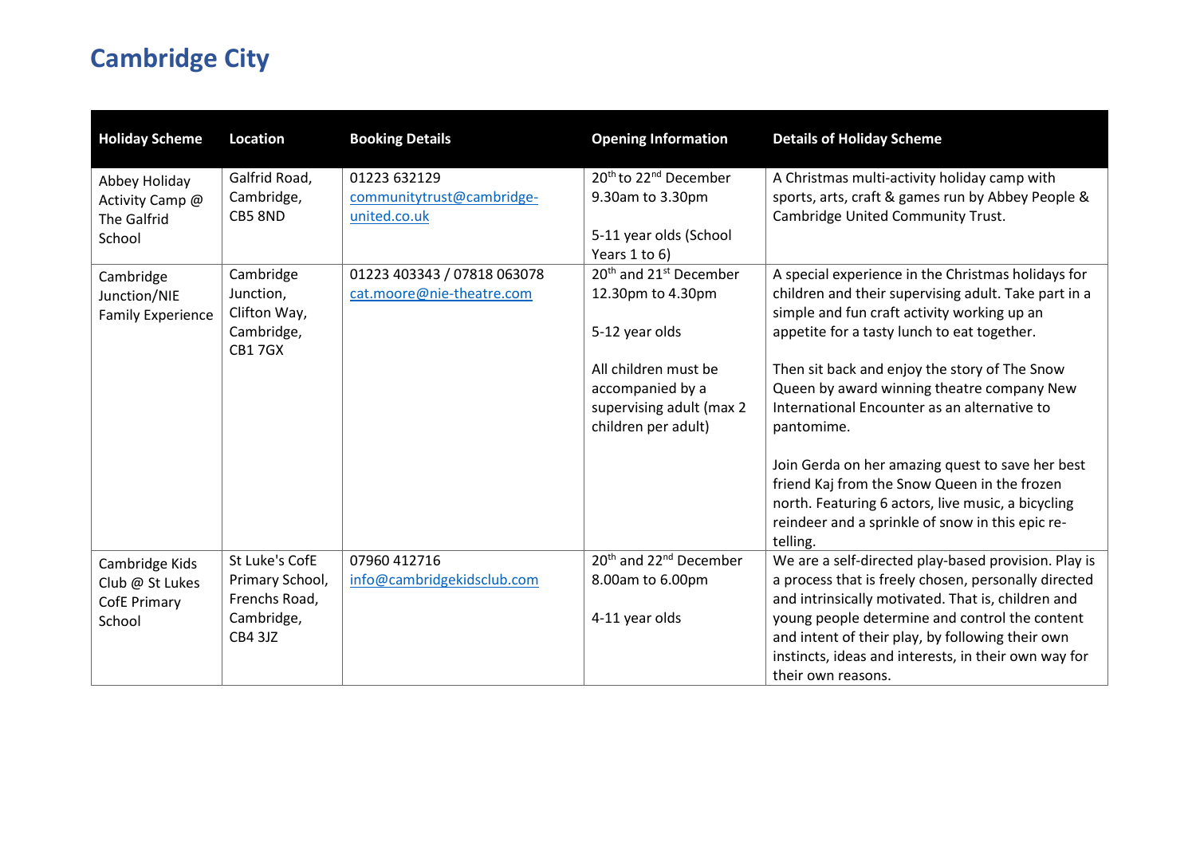# Cambridge City

| Holiday Scheme | Location | Booking Details | Opening Information | Details of Holiday Scheme |
|---|---|---|---|---|
| Abbey Holiday Activity Camp @ The Galfrid School | Galfrid Road, Cambridge, CB5 8ND | 01223 632129 communitytrust@cambridge-united.co.uk | 20th to 22nd December 9.30am to 3.30pm<br><br>5-11 year olds (School Years 1 to 6) | A Christmas multi-activity holiday camp with sports, arts, craft & games run by Abbey People & Cambridge United Community Trust. |
| Cambridge Junction/NIE Family Experience | Cambridge Junction, Clifton Way, Cambridge, CB1 7GX | 01223 403343 / 07818 063078 cat.moore@nie-theatre.com | 20th and 21st December 12.30pm to 4.30pm<br><br>5-12 year olds<br><br>All children must be accompanied by a supervising adult (max 2 children per adult) | A special experience in the Christmas holidays for children and their supervising adult. Take part in a simple and fun craft activity working up an appetite for a tasty lunch to eat together.<br><br>Then sit back and enjoy the story of The Snow Queen by award winning theatre company New International Encounter as an alternative to pantomime.<br><br>Join Gerda on her amazing quest to save her best friend Kaj from the Snow Queen in the frozen north. Featuring 6 actors, live music, a bicycling reindeer and a sprinkle of snow in this epic re-telling. |
| Cambridge Kids Club @ St Lukes CofE Primary School | St Luke's CofE Primary School, Frenchs Road, Cambridge, CB4 3JZ | 07960 412716 info@cambridgekidsclub.com | 20th and 22nd December 8.00am to 6.00pm<br><br>4-11 year olds | We are a self-directed play-based provision. Play is a process that is freely chosen, personally directed and intrinsically motivated. That is, children and young people determine and control the content and intent of their play, by following their own instincts, ideas and interests, in their own way for their own reasons. |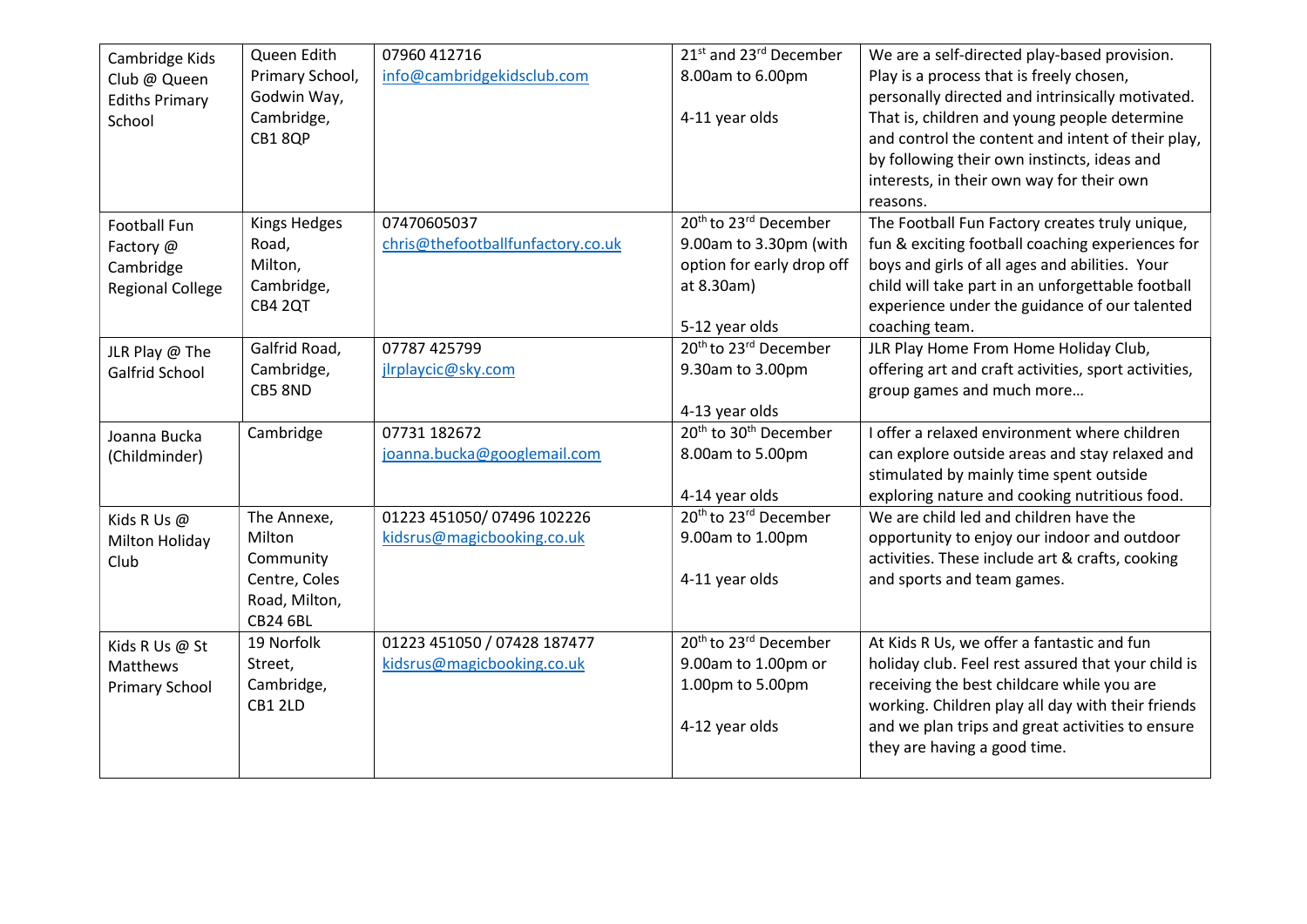| | | | | |
|---|---|---|---|---|
| Cambridge Kids Club @ Queen Ediths Primary School | Queen Edith Primary School, Godwin Way, Cambridge, CB1 8QP | 07960 412716 info@cambridgekidsclub.com | 21st and 23rd December 8.00am to 6.00pm<br><br>4-11 year olds | We are a self-directed play-based provision. Play is a process that is freely chosen, personally directed and intrinsically motivated. That is, children and young people determine and control the content and intent of their play, by following their own instincts, ideas and interests, in their own way for their own reasons. |
| Football Fun Factory @ Cambridge Regional College | Kings Hedges Road, Milton, Cambridge, CB4 2QT | 07470605037 chris@thefootballfunfactory.co.uk | 20th to 23rd December 9.00am to 3.30pm (with option for early drop off at 8.30am)<br><br>5-12 year olds | The Football Fun Factory creates truly unique, fun & exciting football coaching experiences for boys and girls of all ages and abilities. Your child will take part in an unforgettable football experience under the guidance of our talented coaching team. |
| JLR Play @ The Galfrid School | Galfrid Road, Cambridge, CB5 8ND | 07787 425799 jlrplaycic@sky.com | 20th to 23rd December 9.30am to 3.00pm<br><br>4-13 year olds | JLR Play Home From Home Holiday Club, offering art and craft activities, sport activities, group games and much more… |
| Joanna Bucka (Childminder) | Cambridge | 07731 182672 joanna.bucka@googlemail.com | 20th to 30th December 8.00am to 5.00pm<br><br>4-14 year olds | I offer a relaxed environment where children can explore outside areas and stay relaxed and stimulated by mainly time spent outside exploring nature and cooking nutritious food. |
| Kids R Us @ Milton Holiday Club | The Annexe, Milton Community Centre, Coles Road, Milton, CB24 6BL | 01223 451050/ 07496 102226 kidsrus@magicbooking.co.uk | 20th to 23rd December 9.00am to 1.00pm<br><br>4-11 year olds | We are child led and children have the opportunity to enjoy our indoor and outdoor activities. These include art & crafts, cooking and sports and team games. |
| Kids R Us @ St Matthews Primary School | 19 Norfolk Street, Cambridge, CB1 2LD | 01223 451050 / 07428 187477 kidsrus@magicbooking.co.uk | 20th to 23rd December 9.00am to 1.00pm or 1.00pm to 5.00pm<br><br>4-12 year olds | At Kids R Us, we offer a fantastic and fun holiday club. Feel rest assured that your child is receiving the best childcare while you are working. Children play all day with their friends and we plan trips and great activities to ensure they are having a good time. |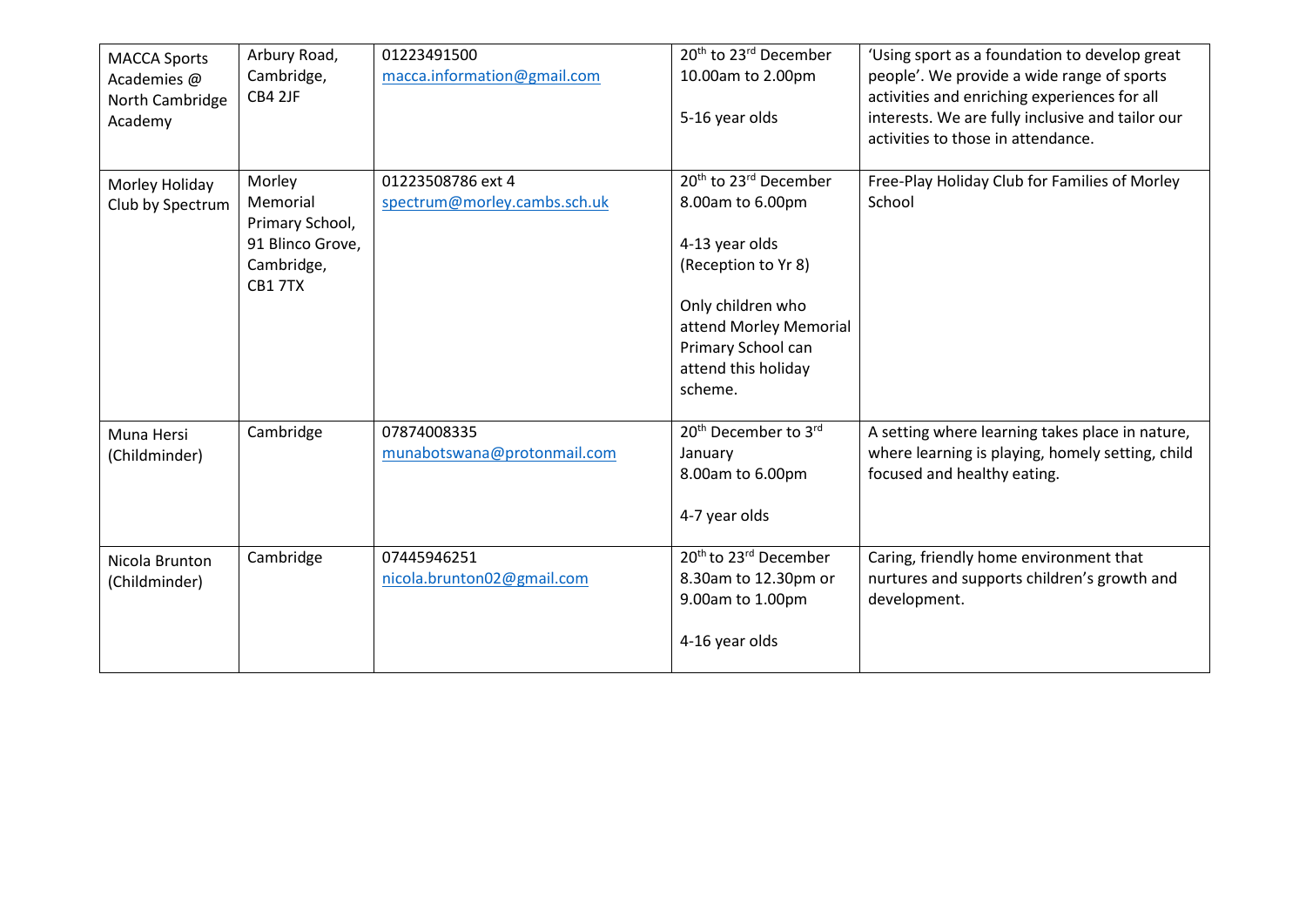| | | | | |
|---|---|---|---|---|
| MACCA Sports Academies @ North Cambridge Academy | Arbury Road, Cambridge, CB4 2JF | 01223491500<br>macca.information@gmail.com | 20th to 23rd December<br>10.00am to 2.00pm<br><br>5-16 year olds | 'Using sport as a foundation to develop great people'. We provide a wide range of sports activities and enriching experiences for all interests. We are fully inclusive and tailor our activities to those in attendance. |
| Morley Holiday Club by Spectrum | Morley Memorial Primary School, 91 Blinco Grove, Cambridge, CB1 7TX | 01223508786 ext 4<br>spectrum@morley.cambs.sch.uk | 20th to 23rd December<br>8.00am to 6.00pm<br><br>4-13 year olds (Reception to Yr 8)<br><br>Only children who attend Morley Memorial Primary School can attend this holiday scheme. | Free-Play Holiday Club for Families of Morley School |
| Muna Hersi (Childminder) | Cambridge | 07874008335<br>munabotswana@protonmail.com | 20th December to 3rd January<br>8.00am to 6.00pm<br><br>4-7 year olds | A setting where learning takes place in nature, where learning is playing, homely setting, child focused and healthy eating. |
| Nicola Brunton (Childminder) | Cambridge | 07445946251<br>nicola.brunton02@gmail.com | 20th to 23rd December<br>8.30am to 12.30pm or 9.00am to 1.00pm<br><br>4-16 year olds | Caring, friendly home environment that nurtures and supports children's growth and development. |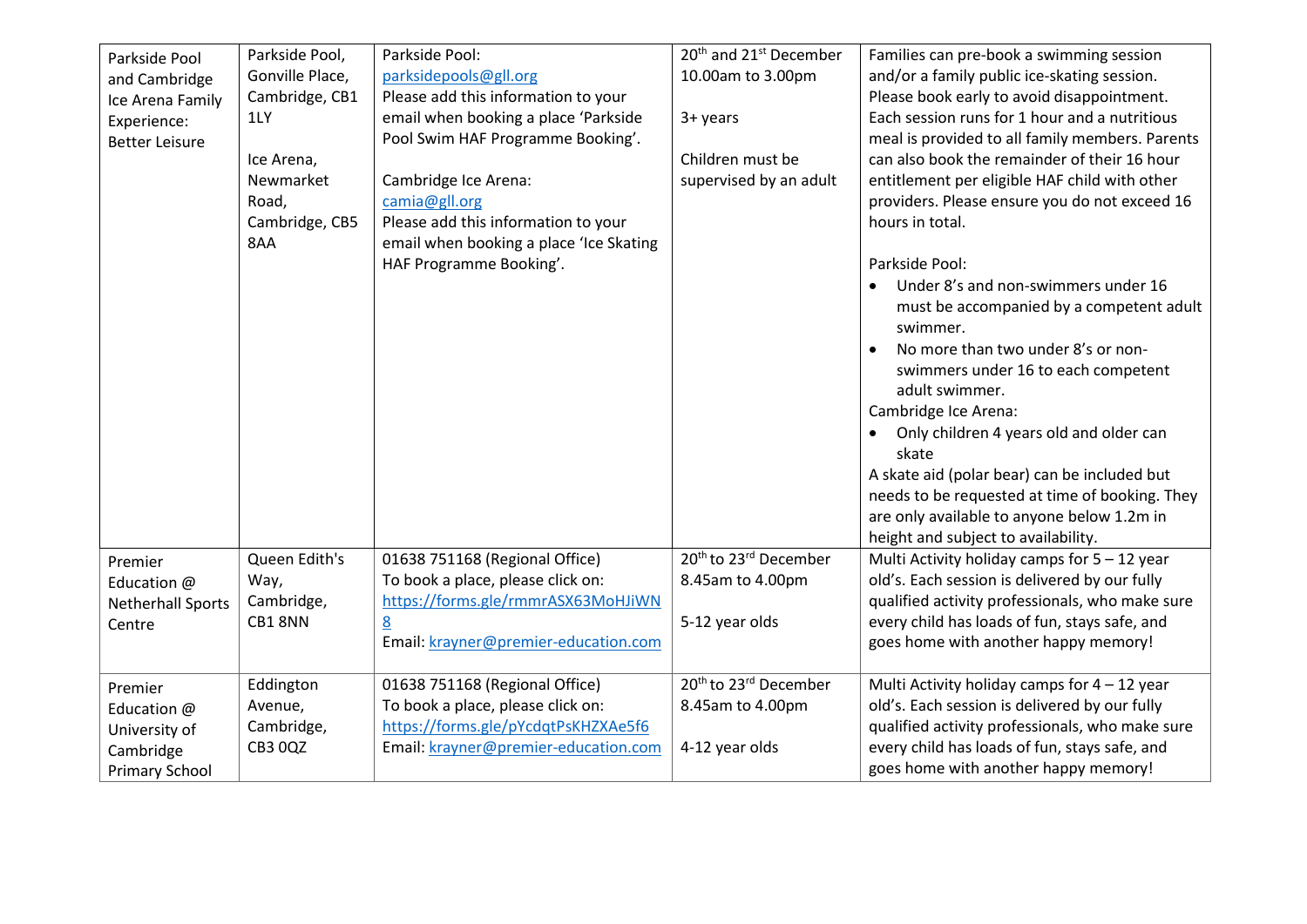| | | | | |
|---|---|---|---|---|
| Parkside Pool and Cambridge Ice Arena Family Experience: Better Leisure | Parkside Pool, Gonville Place, Cambridge, CB1 1LY<br><br>Ice Arena, Newmarket Road, Cambridge, CB5 8AA | Parkside Pool: parksidepools@gll.org<br>Please add this information to your email when booking a place 'Parkside Pool Swim HAF Programme Booking'.<br><br>Cambridge Ice Arena: camia@gll.org<br>Please add this information to your email when booking a place 'Ice Skating HAF Programme Booking'. | 20th and 21st December<br>10.00am to 3.00pm<br><br>3+ years<br><br>Children must be supervised by an adult | Families can pre-book a swimming session and/or a family public ice-skating session. Please book early to avoid disappointment. Each session runs for 1 hour and a nutritious meal is provided to all family members. Parents can also book the remainder of their 16 hour entitlement per eligible HAF child with other providers. Please ensure you do not exceed 16 hours in total.<br><br>Parkside Pool:<br>• Under 8's and non-swimmers under 16 must be accompanied by a competent adult swimmer.<br>• No more than two under 8's or non-swimmers under 16 to each competent adult swimmer.<br>Cambridge Ice Arena:<br>• Only children 4 years old and older can skate<br>A skate aid (polar bear) can be included but needs to be requested at time of booking. They are only available to anyone below 1.2m in height and subject to availability. |
| Premier Education @ Netherhall Sports Centre | Queen Edith's Way, Cambridge, CB1 8NN | 01638 751168 (Regional Office)<br>To book a place, please click on: https://forms.gle/rmmrASX63MoHJiWN8<br>Email: krayner@premier-education.com | 20th to 23rd December<br>8.45am to 4.00pm<br><br>5-12 year olds | Multi Activity holiday camps for 5 – 12 year old's. Each session is delivered by our fully qualified activity professionals, who make sure every child has loads of fun, stays safe, and goes home with another happy memory! |
| Premier Education @ University of Cambridge Primary School | Eddington Avenue, Cambridge, CB3 0QZ | 01638 751168 (Regional Office)<br>To book a place, please click on: https://forms.gle/pYcdqtPsKHZXAe5f6<br>Email: krayner@premier-education.com | 20th to 23rd December<br>8.45am to 4.00pm<br><br>4-12 year olds | Multi Activity holiday camps for 4 – 12 year old's. Each session is delivered by our fully qualified activity professionals, who make sure every child has loads of fun, stays safe, and goes home with another happy memory! |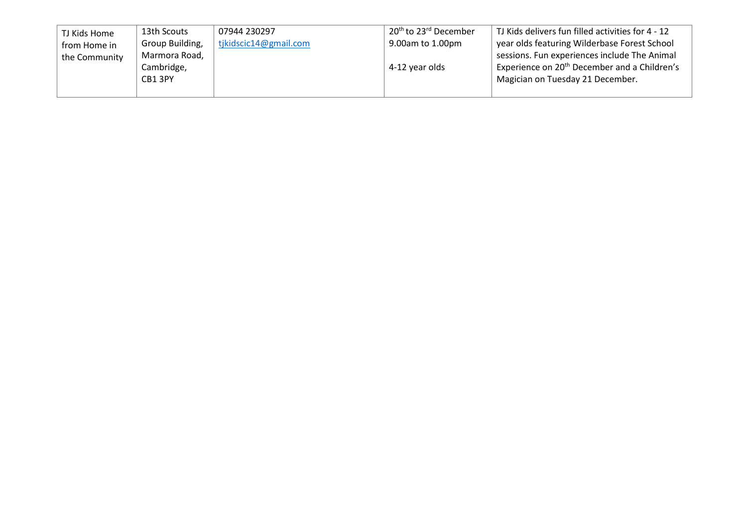| TJ Kids Home from Home in the Community | 13th Scouts Group Building, Marmora Road, Cambridge, CB1 3PY | 07944 230297 tjkidscic14@gmail.com | 20th to 23rd December 9.00am to 1.00pm<br><br>4-12 year olds | TJ Kids delivers fun filled activities for 4 - 12 year olds featuring Wilderbase Forest School sessions. Fun experiences include The Animal Experience on 20th December and a Children's Magician on Tuesday 21 December. |
|---|---|---|---|---|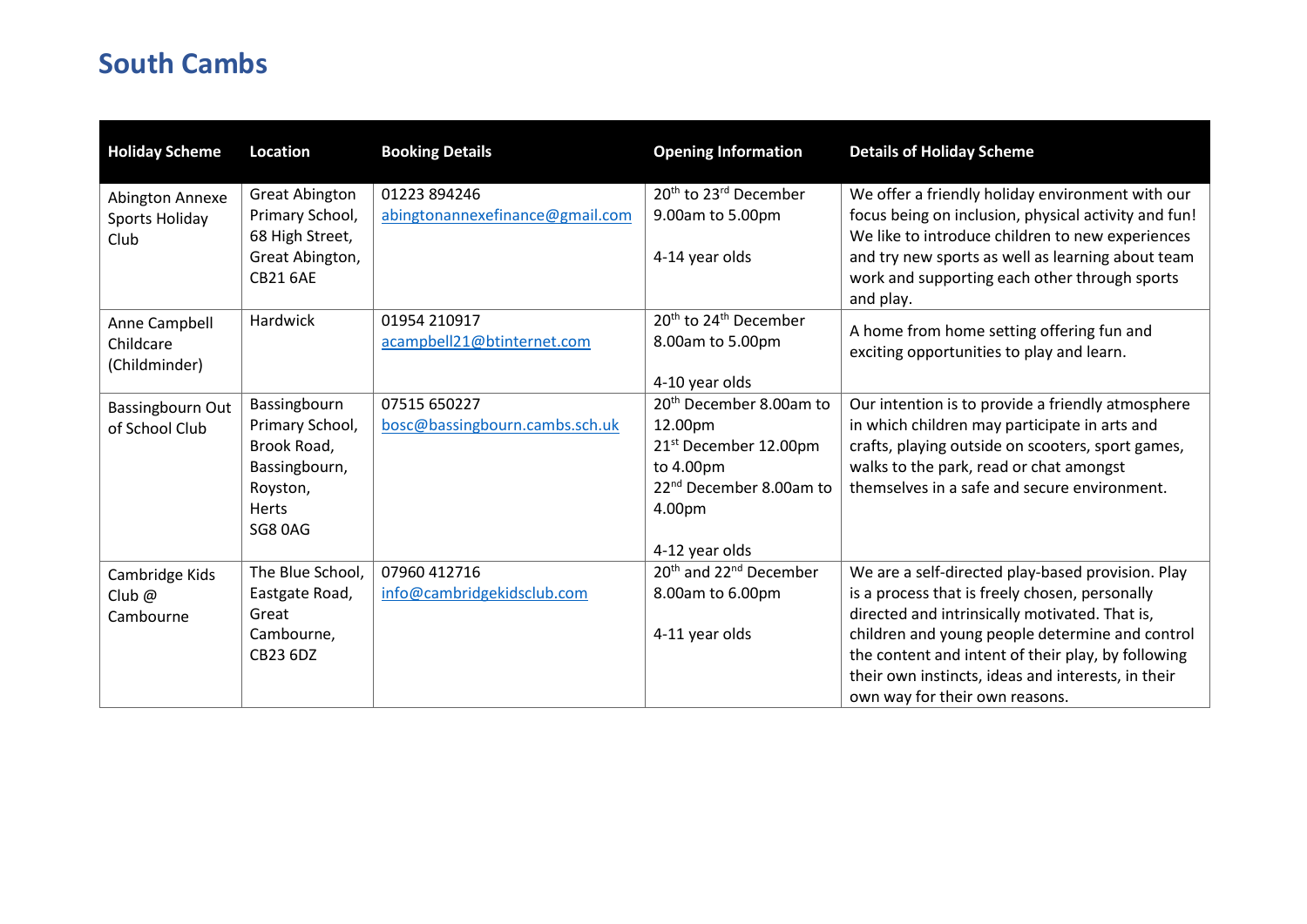# South Cambs

| Holiday Scheme | Location | Booking Details | Opening Information | Details of Holiday Scheme |
|---|---|---|---|---|
| Abington Annexe Sports Holiday Club | Great Abington Primary School, 68 High Street, Great Abington, CB21 6AE | 01223 894246 abingtonannexefinance@gmail.com | 20th to 23rd December 9.00am to 5.00pm<br><br>4-14 year olds | We offer a friendly holiday environment with our focus being on inclusion, physical activity and fun! We like to introduce children to new experiences and try new sports as well as learning about team work and supporting each other through sports and play. |
| Anne Campbell Childcare (Childminder) | Hardwick | 01954 210917 acampbell21@btinternet.com | 20th to 24th December 8.00am to 5.00pm<br><br>4-10 year olds | A home from home setting offering fun and exciting opportunities to play and learn. |
| Bassingbourn Out of School Club | Bassingbourn Primary School, Brook Road, Bassingbourn, Royston, Herts SG8 0AG | 07515 650227 bosc@bassingbourn.cambs.sch.uk | 20th December 8.00am to 12.00pm<br>21st December 12.00pm to 4.00pm<br>22nd December 8.00am to 4.00pm<br><br>4-12 year olds | Our intention is to provide a friendly atmosphere in which children may participate in arts and crafts, playing outside on scooters, sport games, walks to the park, read or chat amongst themselves in a safe and secure environment. |
| Cambridge Kids Club @ Cambourne | The Blue School, Eastgate Road, Great Cambourne, CB23 6DZ | 07960 412716 info@cambridgekidsclub.com | 20th and 22nd December 8.00am to 6.00pm<br><br>4-11 year olds | We are a self-directed play-based provision. Play is a process that is freely chosen, personally directed and intrinsically motivated. That is, children and young people determine and control the content and intent of their play, by following their own instincts, ideas and interests, in their own way for their own reasons. |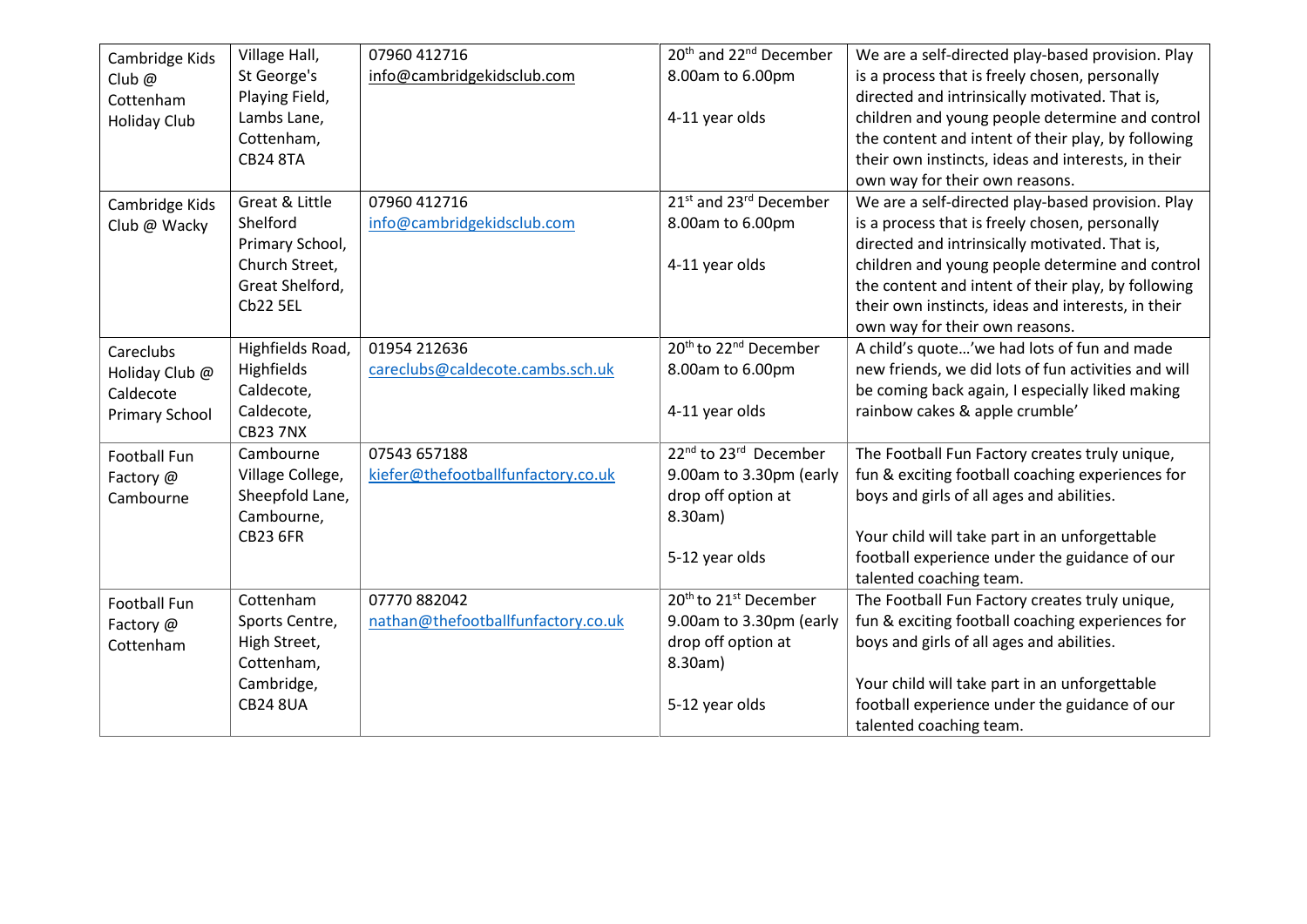| Cambridge Kids Club @ Cottenham Holiday Club | Village Hall, St George's Playing Field, Lambs Lane, Cottenham, CB24 8TA | 07960 412716<br>info@cambridgekidsclub.com | 20th and 22nd December<br>8.00am to 6.00pm<br><br>4-11 year olds | We are a self-directed play-based provision. Play is a process that is freely chosen, personally directed and intrinsically motivated. That is, children and young people determine and control the content and intent of their play, by following their own instincts, ideas and interests, in their own way for their own reasons. |
|---|---|---|---|---|
| Cambridge Kids Club @ Wacky | Great & Little Shelford Primary School, Church Street, Great Shelford, Cb22 5EL | 07960 412716<br>info@cambridgekidsclub.com | 21st and 23rd December<br>8.00am to 6.00pm<br><br>4-11 year olds | We are a self-directed play-based provision. Play is a process that is freely chosen, personally directed and intrinsically motivated. That is, children and young people determine and control the content and intent of their play, by following their own instincts, ideas and interests, in their own way for their own reasons. |
| Careclubs Holiday Club @ Caldecote Primary School | Highfields Road, Highfields Caldecote, Caldecote, CB23 7NX | 01954 212636<br>careclubs@caldecote.cambs.sch.uk | 20th to 22nd December<br>8.00am to 6.00pm<br><br>4-11 year olds | A child's quote…'we had lots of fun and made new friends, we did lots of fun activities and will be coming back again, I especially liked making rainbow cakes & apple crumble' |
| Football Fun Factory @ Cambourne | Cambourne Village College, Sheepfold Lane, Cambourne, CB23 6FR | 07543 657188<br>kiefer@thefootballfunfactory.co.uk | 22nd to 23rd December<br>9.00am to 3.30pm (early drop off option at 8.30am)<br><br>5-12 year olds | The Football Fun Factory creates truly unique, fun & exciting football coaching experiences for boys and girls of all ages and abilities.<br><br>Your child will take part in an unforgettable football experience under the guidance of our talented coaching team. |
| Football Fun Factory @ Cottenham | Cottenham Sports Centre, High Street, Cottenham, Cambridge, CB24 8UA | 07770 882042<br>nathan@thefootballfunfactory.co.uk | 20th to 21st December<br>9.00am to 3.30pm (early drop off option at 8.30am)<br><br>5-12 year olds | The Football Fun Factory creates truly unique, fun & exciting football coaching experiences for boys and girls of all ages and abilities.<br><br>Your child will take part in an unforgettable football experience under the guidance of our talented coaching team. |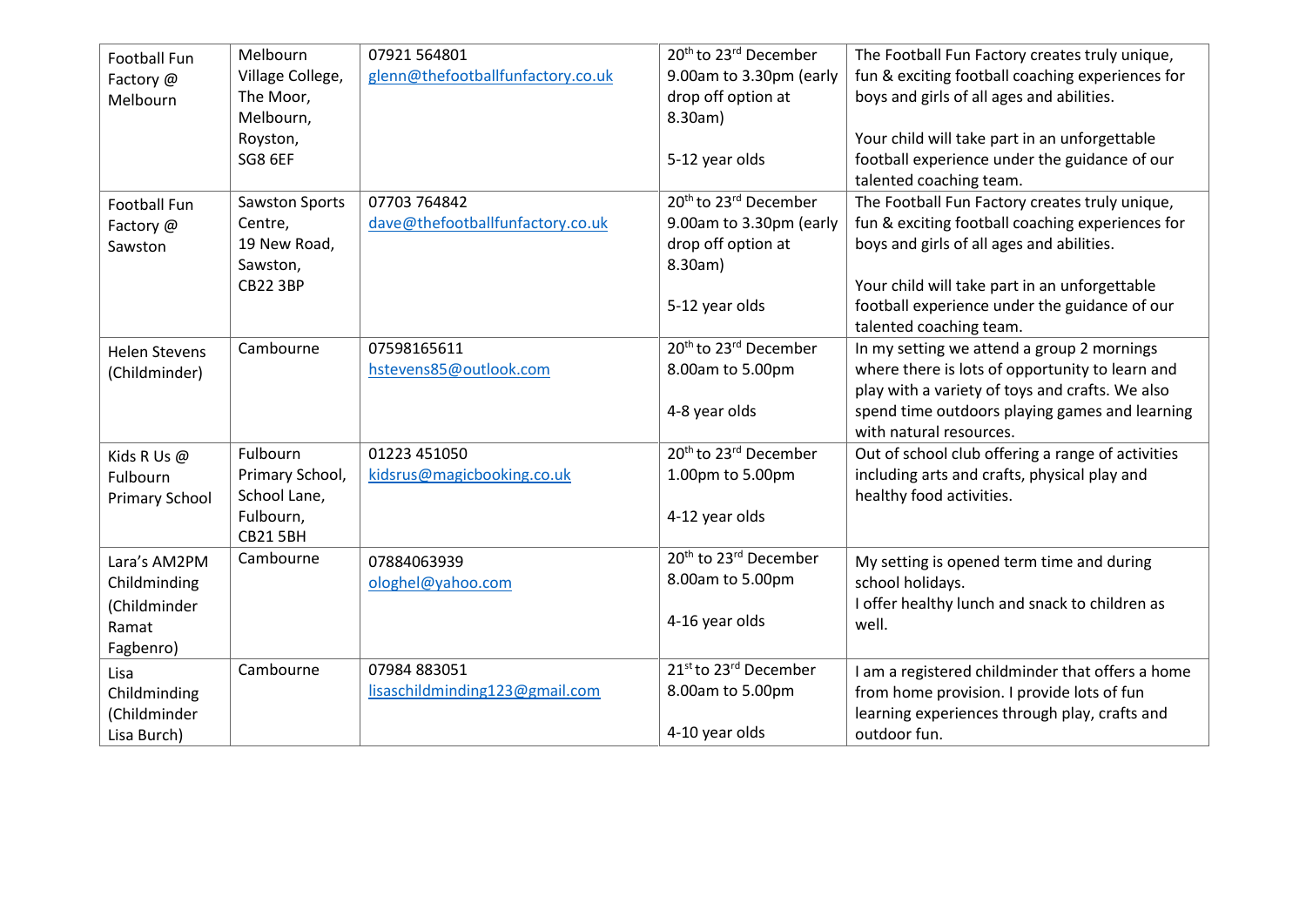| | | | | |
|---|---|---|---|---|
| Football Fun Factory @ Melbourn | Melbourn Village College, The Moor, Melbourn, Royston, SG8 6EF | 07921 564801 glenn@thefootballfunfactory.co.uk | 20th to 23rd December 9.00am to 3.30pm (early drop off option at 8.30am) 5-12 year olds | The Football Fun Factory creates truly unique, fun & exciting football coaching experiences for boys and girls of all ages and abilities. Your child will take part in an unforgettable football experience under the guidance of our talented coaching team. |
| Football Fun Factory @ Sawston | Sawston Sports Centre, 19 New Road, Sawston, CB22 3BP | 07703 764842 dave@thefootballfunfactory.co.uk | 20th to 23rd December 9.00am to 3.30pm (early drop off option at 8.30am) 5-12 year olds | The Football Fun Factory creates truly unique, fun & exciting football coaching experiences for boys and girls of all ages and abilities. Your child will take part in an unforgettable football experience under the guidance of our talented coaching team. |
| Helen Stevens (Childminder) | Cambourne | 07598165611 hstevens85@outlook.com | 20th to 23rd December 8.00am to 5.00pm 4-8 year olds | In my setting we attend a group 2 mornings where there is lots of opportunity to learn and play with a variety of toys and crafts. We also spend time outdoors playing games and learning with natural resources. |
| Kids R Us @ Fulbourn Primary School | Fulbourn Primary School, School Lane, Fulbourn, CB21 5BH | 01223 451050 kidsrus@magicbooking.co.uk | 20th to 23rd December 1.00pm to 5.00pm 4-12 year olds | Out of school club offering a range of activities including arts and crafts, physical play and healthy food activities. |
| Lara's AM2PM Childminding (Childminder Ramat Fagbenro) | Cambourne | 07884063939 ologhel@yahoo.com | 20th to 23rd December 8.00am to 5.00pm 4-16 year olds | My setting is opened term time and during school holidays. I offer healthy lunch and snack to children as well. |
| Lisa Childminding (Childminder Lisa Burch) | Cambourne | 07984 883051 lisaschildminding123@gmail.com | 21st to 23rd December 8.00am to 5.00pm 4-10 year olds | I am a registered childminder that offers a home from home provision. I provide lots of fun learning experiences through play, crafts and outdoor fun. |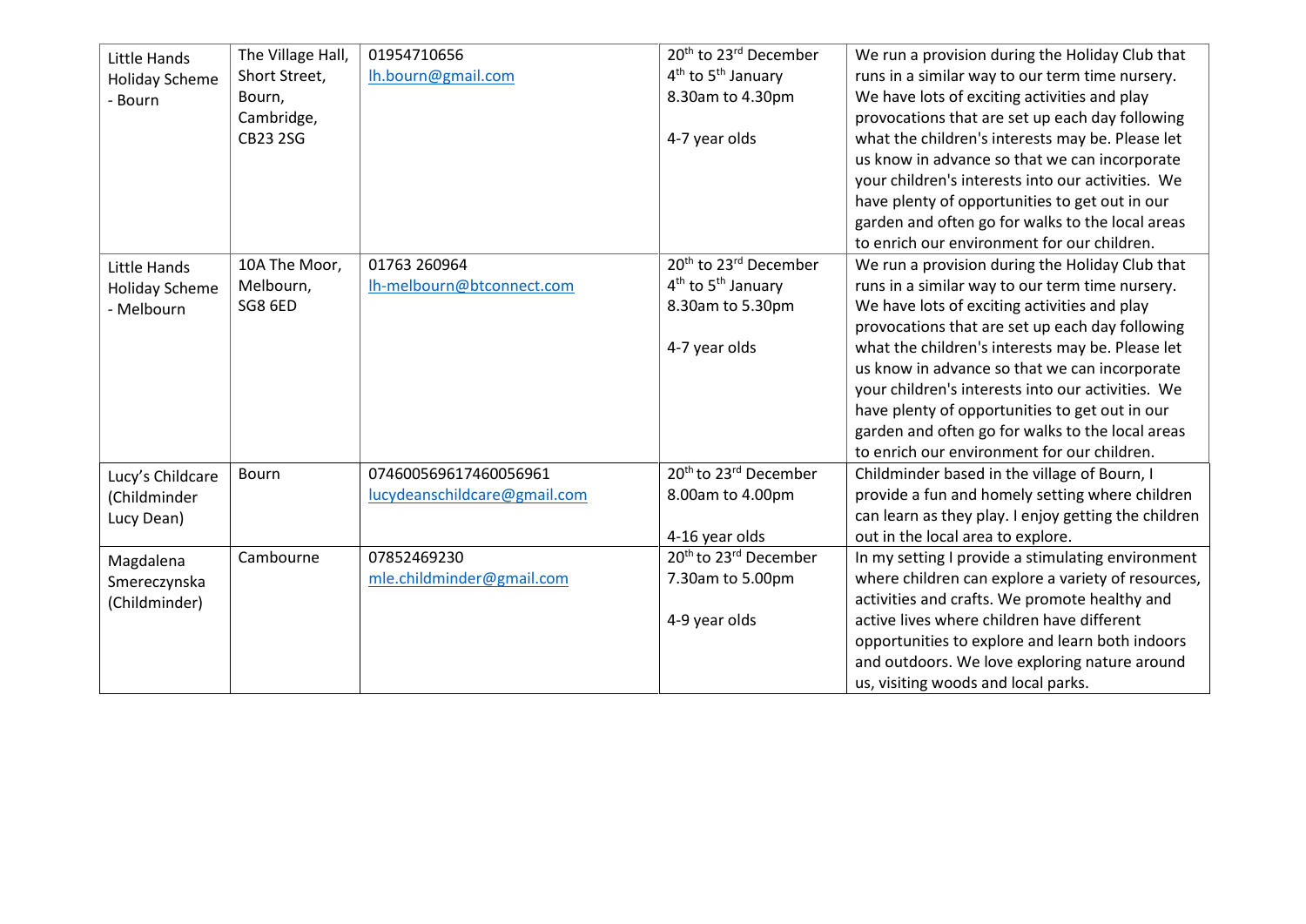| | | | | |
|---|---|---|---|---|
| Little Hands Holiday Scheme - Bourn | The Village Hall, Short Street, Bourn, Cambridge, CB23 2SG | 01954710656<br>lh.bourn@gmail.com | 20th to 23rd December<br>4th to 5th January<br>8.30am to 4.30pm<br><br>4-7 year olds | We run a provision during the Holiday Club that runs in a similar way to our term time nursery. We have lots of exciting activities and play provocations that are set up each day following what the children's interests may be. Please let us know in advance so that we can incorporate your children's interests into our activities. We have plenty of opportunities to get out in our garden and often go for walks to the local areas to enrich our environment for our children. |
| Little Hands Holiday Scheme - Melbourn | 10A The Moor, Melbourn, SG8 6ED | 01763 260964<br>lh-melbourn@btconnect.com | 20th to 23rd December<br>4th to 5th January<br>8.30am to 5.30pm<br><br>4-7 year olds | We run a provision during the Holiday Club that runs in a similar way to our term time nursery. We have lots of exciting activities and play provocations that are set up each day following what the children's interests may be. Please let us know in advance so that we can incorporate your children's interests into our activities. We have plenty of opportunities to get out in our garden and often go for walks to the local areas to enrich our environment for our children. |
| Lucy's Childcare (Childminder Lucy Dean) | Bourn | 074600569617460056961<br>lucydeanschildcare@gmail.com | 20th to 23rd December<br>8.00am to 4.00pm<br><br>4-16 year olds | Childminder based in the village of Bourn, I provide a fun and homely setting where children can learn as they play. I enjoy getting the children out in the local area to explore. |
| Magdalena Smereczynska (Childminder) | Cambourne | 07852469230<br>mle.childminder@gmail.com | 20th to 23rd December<br>7.30am to 5.00pm<br><br>4-9 year olds | In my setting I provide a stimulating environment where children can explore a variety of resources, activities and crafts. We promote healthy and active lives where children have different opportunities to explore and learn both indoors and outdoors. We love exploring nature around us, visiting woods and local parks. |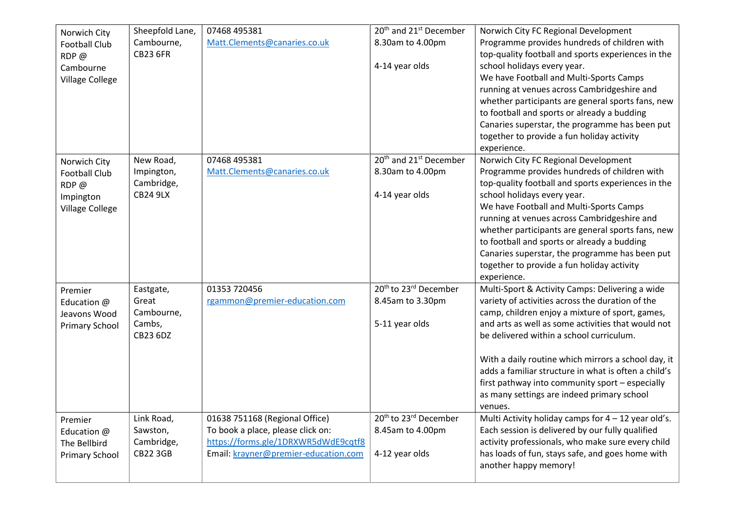| | | | | |
|---|---|---|---|---|
| Norwich City Football Club RDP @ Cambourne Village College | Sheepfold Lane, Cambourne, CB23 6FR | 07468 495381<br>Matt.Clements@canaries.co.uk | 20th and 21st December<br>8.30am to 4.00pm<br><br>4-14 year olds | Norwich City FC Regional Development Programme provides hundreds of children with top-quality football and sports experiences in the school holidays every year.<br>We have Football and Multi-Sports Camps running at venues across Cambridgeshire and whether participants are general sports fans, new to football and sports or already a budding Canaries superstar, the programme has been put together to provide a fun holiday activity experience. |
| Norwich City Football Club RDP @ Impington Village College | New Road, Impington, Cambridge, CB24 9LX | 07468 495381<br>Matt.Clements@canaries.co.uk | 20th and 21st December<br>8.30am to 4.00pm<br><br>4-14 year olds | Norwich City FC Regional Development Programme provides hundreds of children with top-quality football and sports experiences in the school holidays every year.<br>We have Football and Multi-Sports Camps running at venues across Cambridgeshire and whether participants are general sports fans, new to football and sports or already a budding Canaries superstar, the programme has been put together to provide a fun holiday activity experience. |
| Premier Education @ Jeavons Wood Primary School | Eastgate, Great Cambourne, Cambs, CB23 6DZ | 01353 720456<br>rgammon@premier-education.com | 20th to 23rd December<br>8.45am to 3.30pm<br><br>5-11 year olds | Multi-Sport & Activity Camps: Delivering a wide variety of activities across the duration of the camp, children enjoy a mixture of sport, games, and arts as well as some activities that would not be delivered within a school curriculum.<br><br>With a daily routine which mirrors a school day, it adds a familiar structure in what is often a child's first pathway into community sport – especially as many settings are indeed primary school venues. |
| Premier Education @ The Bellbird Primary School | Link Road, Sawston, Cambridge, CB22 3GB | 01638 751168 (Regional Office)<br>To book a place, please click on: https://forms.gle/1DRXWR5dWdE9cqtf8<br>Email: krayner@premier-education.com | 20th to 23rd December<br>8.45am to 4.00pm<br><br>4-12 year olds | Multi Activity holiday camps for 4 – 12 year old's. Each session is delivered by our fully qualified activity professionals, who make sure every child has loads of fun, stays safe, and goes home with another happy memory! |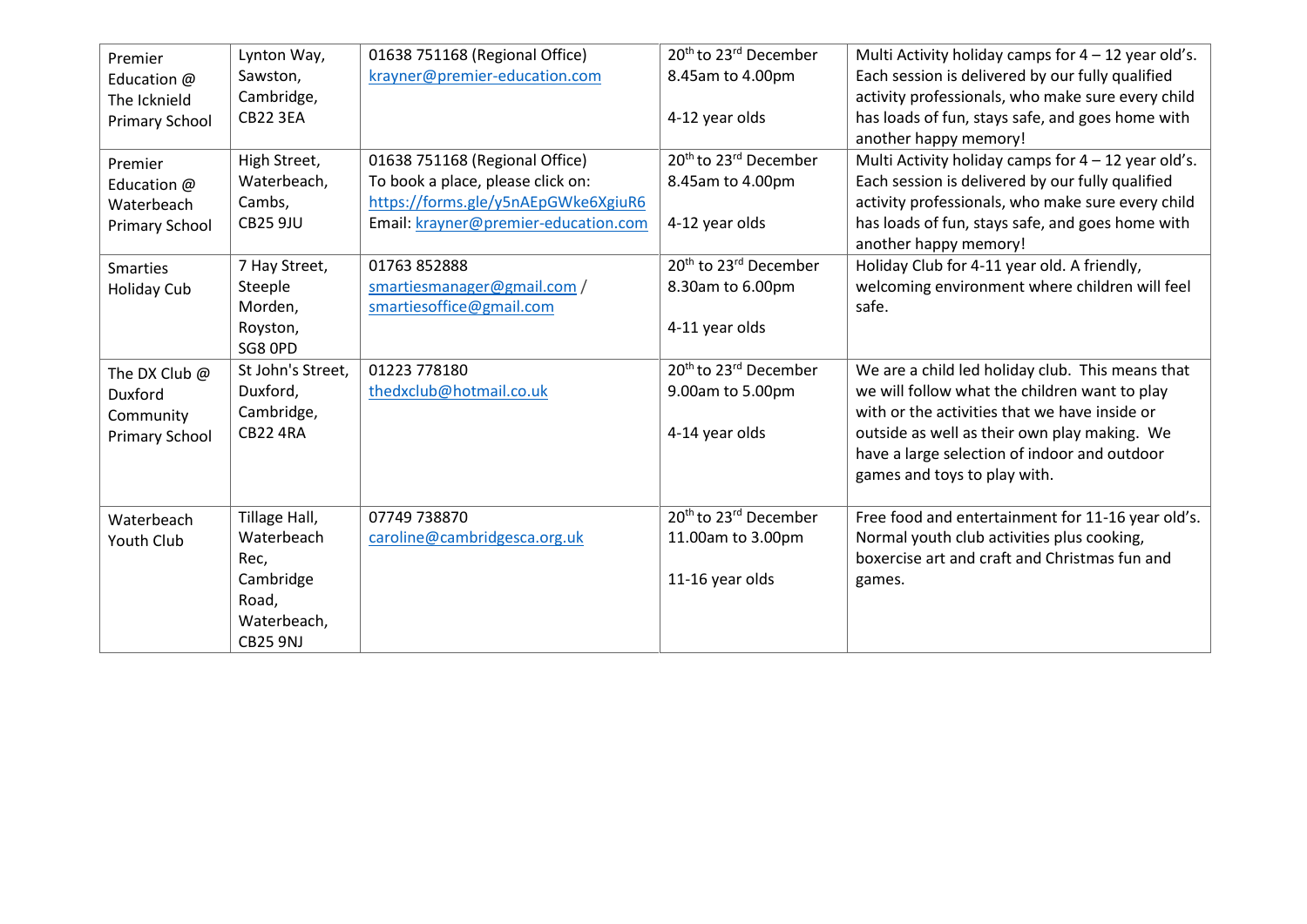| | | | | |
|---|---|---|---|---|
| Premier Education @ The Icknield Primary School | Lynton Way, Sawston, Cambridge, CB22 3EA | 01638 751168 (Regional Office)<br>krayner@premier-education.com | 20th to 23rd December<br>8.45am to 4.00pm<br><br>4-12 year olds | Multi Activity holiday camps for 4 – 12 year old's. Each session is delivered by our fully qualified activity professionals, who make sure every child has loads of fun, stays safe, and goes home with another happy memory! |
| Premier Education @ Waterbeach Primary School | High Street, Waterbeach, Cambs, CB25 9JU | 01638 751168 (Regional Office)<br>To book a place, please click on: https://forms.gle/y5nAEpGWke6XgiuR6<br>Email: krayner@premier-education.com | 20th to 23rd December<br>8.45am to 4.00pm<br><br>4-12 year olds | Multi Activity holiday camps for 4 – 12 year old's. Each session is delivered by our fully qualified activity professionals, who make sure every child has loads of fun, stays safe, and goes home with another happy memory! |
| Smarties Holiday Cub | 7 Hay Street, Steeple Morden, Royston, SG8 0PD | 01763 852888<br>smartiesmanager@gmail.com / smartiesoffice@gmail.com | 20th to 23rd December<br>8.30am to 6.00pm<br><br>4-11 year olds | Holiday Club for 4-11 year old. A friendly, welcoming environment where children will feel safe. |
| The DX Club @ Duxford Community Primary School | St John's Street, Duxford, Cambridge, CB22 4RA | 01223 778180<br>thedxclub@hotmail.co.uk | 20th to 23rd December<br>9.00am to 5.00pm<br><br>4-14 year olds | We are a child led holiday club. This means that we will follow what the children want to play with or the activities that we have inside or outside as well as their own play making. We have a large selection of indoor and outdoor games and toys to play with. |
| Waterbeach Youth Club | Tillage Hall, Waterbeach Rec, Cambridge Road, Waterbeach, CB25 9NJ | 07749 738870<br>caroline@cambridgesca.org.uk | 20th to 23rd December<br>11.00am to 3.00pm<br><br>11-16 year olds | Free food and entertainment for 11-16 year old's. Normal youth club activities plus cooking, boxercise art and craft and Christmas fun and games. |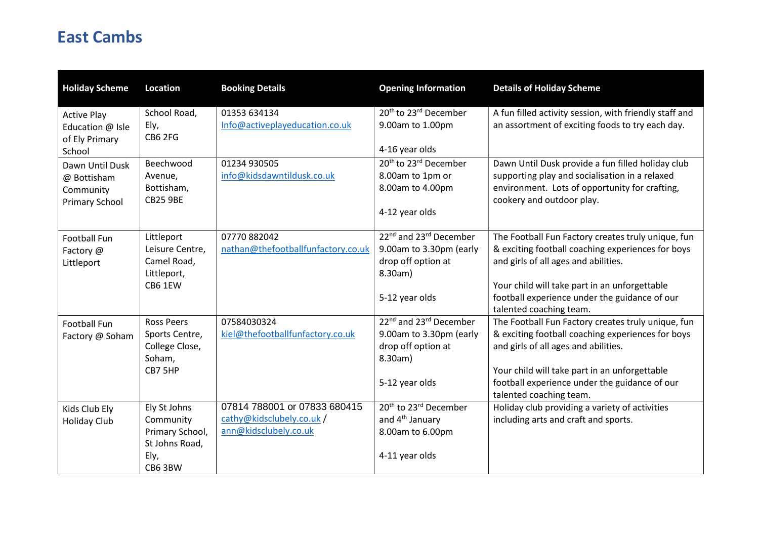# East Cambs

| Holiday Scheme | Location | Booking Details | Opening Information | Details of Holiday Scheme |
|---|---|---|---|---|
| Active Play Education @ Isle of Ely Primary School | School Road, Ely, CB6 2FG | 01353 634134<br>Info@activeplayeducation.co.uk | 20th to 23rd December<br>9.00am to 1.00pm<br><br>4-16 year olds | A fun filled activity session, with friendly staff and an assortment of exciting foods to try each day. |
| Dawn Until Dusk @ Bottisham Community Primary School | Beechwood Avenue, Bottisham, CB25 9BE | 01234 930505<br>info@kidsdawntildusk.co.uk | 20th to 23rd December<br>8.00am to 1pm or 8.00am to 4.00pm<br><br>4-12 year olds | Dawn Until Dusk provide a fun filled holiday club supporting play and socialisation in a relaxed environment. Lots of opportunity for crafting, cookery and outdoor play. |
| Football Fun Factory @ Littleport | Littleport Leisure Centre, Camel Road, Littleport, CB6 1EW | 07770 882042<br>nathan@thefootballfunfactory.co.uk | 22nd and 23rd December<br>9.00am to 3.30pm (early drop off option at 8.30am)<br><br>5-12 year olds | The Football Fun Factory creates truly unique, fun & exciting football coaching experiences for boys and girls of all ages and abilities.<br><br>Your child will take part in an unforgettable football experience under the guidance of our talented coaching team. |
| Football Fun Factory @ Soham | Ross Peers Sports Centre, College Close, Soham, CB7 5HP | 07584030324<br>kiel@thefootballfunfactory.co.uk | 22nd and 23rd December<br>9.00am to 3.30pm (early drop off option at 8.30am)<br><br>5-12 year olds | The Football Fun Factory creates truly unique, fun & exciting football coaching experiences for boys and girls of all ages and abilities.<br><br>Your child will take part in an unforgettable football experience under the guidance of our talented coaching team. |
| Kids Club Ely Holiday Club | Ely St Johns Community Primary School, St Johns Road, Ely, CB6 3BW | 07814 788001 or 07833 680415<br>cathy@kidsclubely.co.uk / ann@kidsclubely.co.uk | 20th to 23rd December and 4th January<br>8.00am to 6.00pm<br><br>4-11 year olds | Holiday club providing a variety of activities including arts and craft and sports. |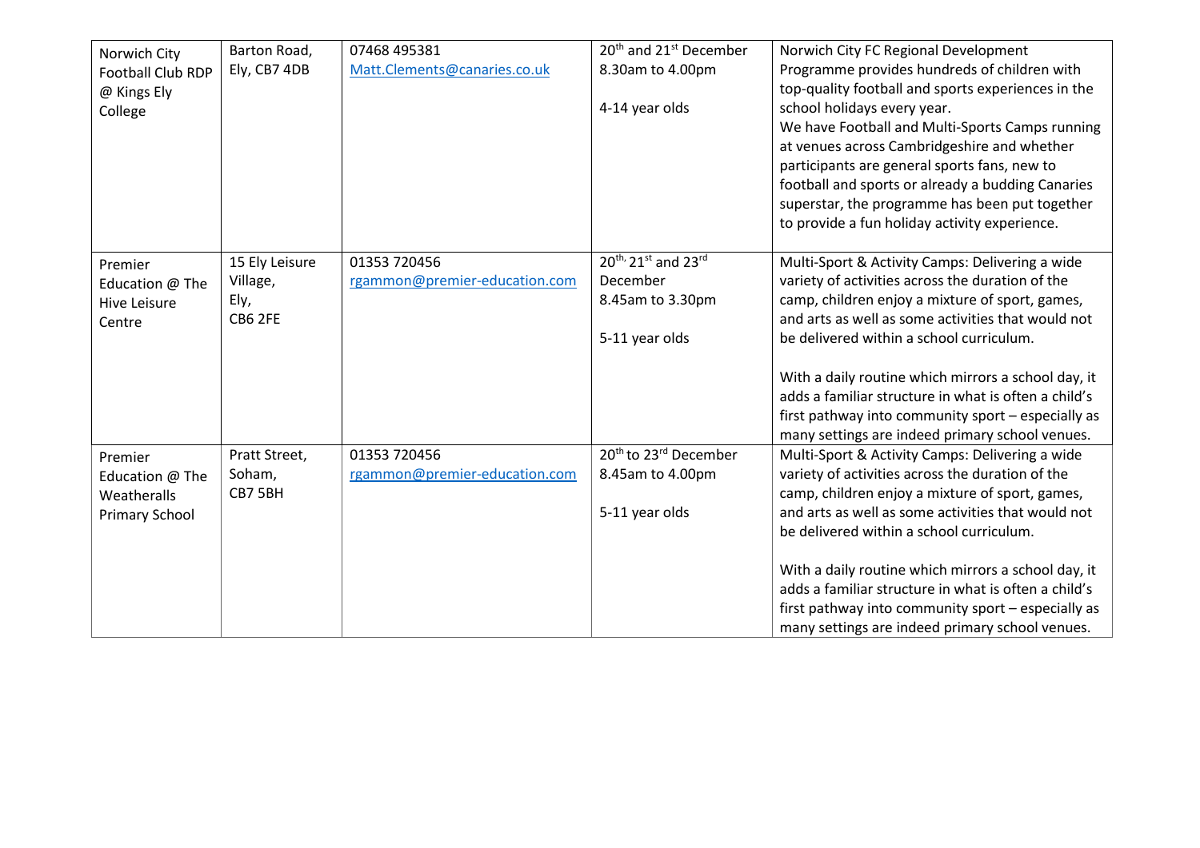| | | | | |
|---|---|---|---|---|
| Norwich City Football Club RDP @ Kings Ely College | Barton Road, Ely, CB7 4DB | 07468 495381<br>Matt.Clements@canaries.co.uk | 20th and 21st December<br>8.30am to 4.00pm<br><br>4-14 year olds | Norwich City FC Regional Development Programme provides hundreds of children with top-quality football and sports experiences in the school holidays every year.<br>We have Football and Multi-Sports Camps running at venues across Cambridgeshire and whether participants are general sports fans, new to football and sports or already a budding Canaries superstar, the programme has been put together to provide a fun holiday activity experience. |
| Premier Education @ The Hive Leisure Centre | 15 Ely Leisure Village, Ely, CB6 2FE | 01353 720456<br>rgammon@premier-education.com | 20th, 21st and 23rd December<br>8.45am to 3.30pm<br><br>5-11 year olds | Multi-Sport & Activity Camps: Delivering a wide variety of activities across the duration of the camp, children enjoy a mixture of sport, games, and arts as well as some activities that would not be delivered within a school curriculum.<br><br>With a daily routine which mirrors a school day, it adds a familiar structure in what is often a child's first pathway into community sport – especially as many settings are indeed primary school venues. |
| Premier Education @ The Weatheralls Primary School | Pratt Street, Soham, CB7 5BH | 01353 720456<br>rgammon@premier-education.com | 20th to 23rd December<br>8.45am to 4.00pm<br><br>5-11 year olds | Multi-Sport & Activity Camps: Delivering a wide variety of activities across the duration of the camp, children enjoy a mixture of sport, games, and arts as well as some activities that would not be delivered within a school curriculum.<br><br>With a daily routine which mirrors a school day, it adds a familiar structure in what is often a child's first pathway into community sport – especially as many settings are indeed primary school venues. |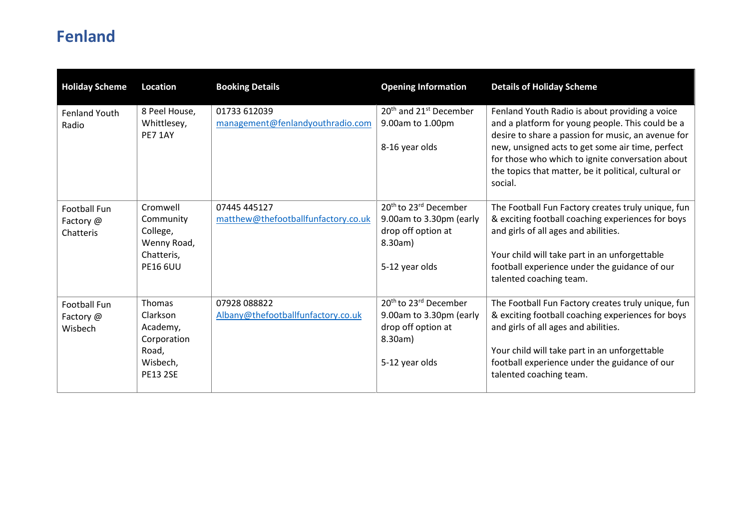# Fenland

| Holiday Scheme | Location | Booking Details | Opening Information | Details of Holiday Scheme |
|---|---|---|---|---|
| Fenland Youth Radio | 8 Peel House, Whittlesey, PE7 1AY | 01733 612039 management@fenlandyouthradio.com | 20th and 21st December 9.00am to 1.00pm<br><br>8-16 year olds | Fenland Youth Radio is about providing a voice and a platform for young people. This could be a desire to share a passion for music, an avenue for new, unsigned acts to get some air time, perfect for those who which to ignite conversation about the topics that matter, be it political, cultural or social. |
| Football Fun Factory @ Chatteris | Cromwell Community College, Wenny Road, Chatteris, PE16 6UU | 07445 445127 matthew@thefootballfunfactory.co.uk | 20th to 23rd December 9.00am to 3.30pm (early drop off option at 8.30am)<br><br>5-12 year olds | The Football Fun Factory creates truly unique, fun & exciting football coaching experiences for boys and girls of all ages and abilities.<br><br>Your child will take part in an unforgettable football experience under the guidance of our talented coaching team. |
| Football Fun Factory @ Wisbech | Thomas Clarkson Academy, Corporation Road, Wisbech, PE13 2SE | 07928 088822 Albany@thefootballfunfactory.co.uk | 20th to 23rd December 9.00am to 3.30pm (early drop off option at 8.30am)<br><br>5-12 year olds | The Football Fun Factory creates truly unique, fun & exciting football coaching experiences for boys and girls of all ages and abilities.<br><br>Your child will take part in an unforgettable football experience under the guidance of our talented coaching team. |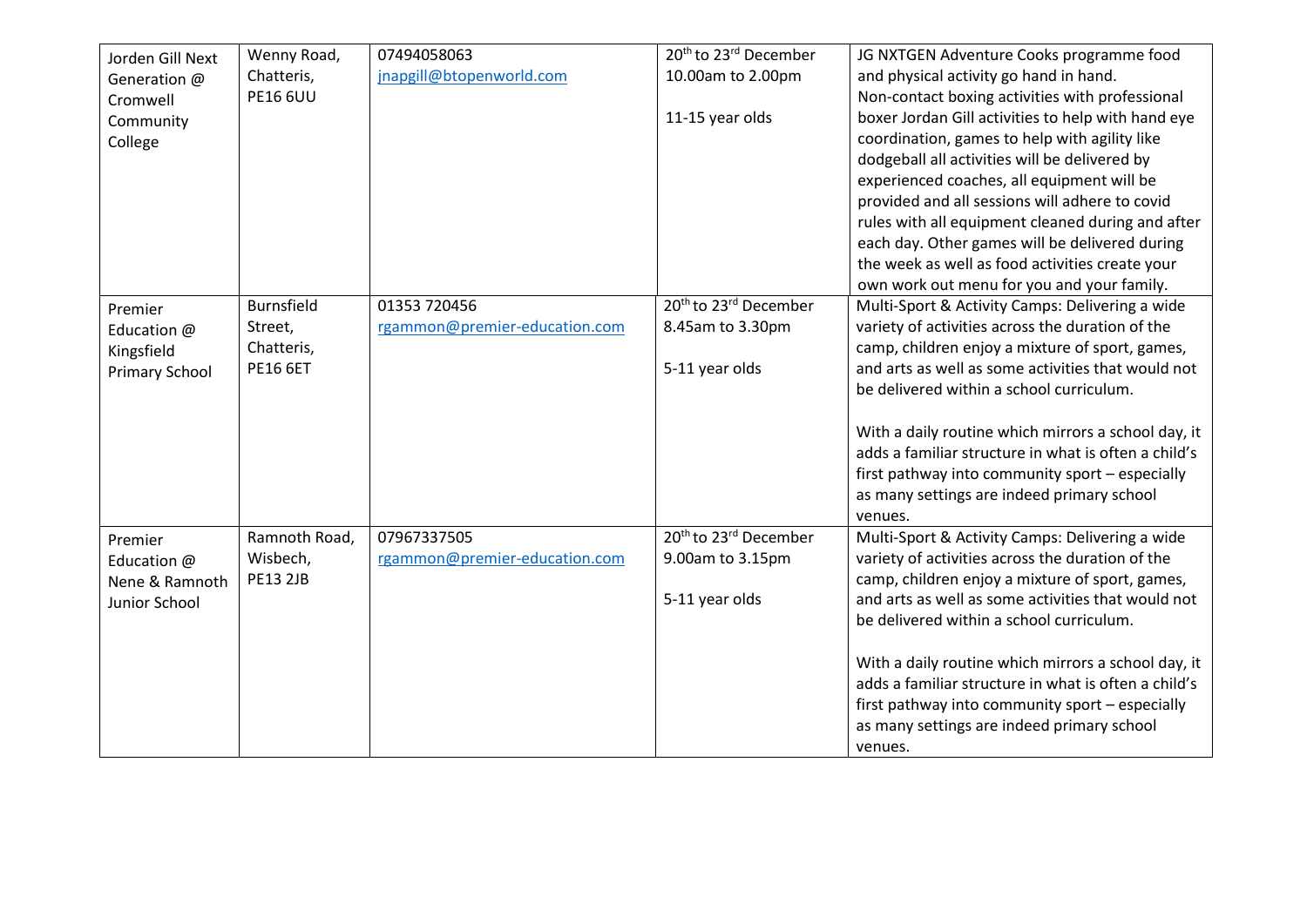| | | | | |
|---|---|---|---|---|
| Jorden Gill Next Generation @ Cromwell Community College | Wenny Road, Chatteris, PE16 6UU | 07494058063<br>jnapgill@btopenworld.com | 20th to 23rd December<br>10.00am to 2.00pm<br><br>11-15 year olds | JG NXTGEN Adventure Cooks programme food and physical activity go hand in hand. Non-contact boxing activities with professional boxer Jordan Gill activities to help with hand eye coordination, games to help with agility like dodgeball all activities will be delivered by experienced coaches, all equipment will be provided and all sessions will adhere to covid rules with all equipment cleaned during and after each day. Other games will be delivered during the week as well as food activities create your own work out menu for you and your family. |
| Premier Education @ Kingsfield Primary School | Burnsfield Street, Chatteris, PE16 6ET | 01353 720456<br>rgammon@premier-education.com | 20th to 23rd December<br>8.45am to 3.30pm<br><br>5-11 year olds | Multi-Sport & Activity Camps: Delivering a wide variety of activities across the duration of the camp, children enjoy a mixture of sport, games, and arts as well as some activities that would not be delivered within a school curriculum.<br><br>With a daily routine which mirrors a school day, it adds a familiar structure in what is often a child's first pathway into community sport – especially as many settings are indeed primary school venues. |
| Premier Education @ Nene & Ramnoth Junior School | Ramnoth Road, Wisbech, PE13 2JB | 07967337505<br>rgammon@premier-education.com | 20th to 23rd December<br>9.00am to 3.15pm<br><br>5-11 year olds | Multi-Sport & Activity Camps: Delivering a wide variety of activities across the duration of the camp, children enjoy a mixture of sport, games, and arts as well as some activities that would not be delivered within a school curriculum.<br><br>With a daily routine which mirrors a school day, it adds a familiar structure in what is often a child's first pathway into community sport – especially as many settings are indeed primary school venues. |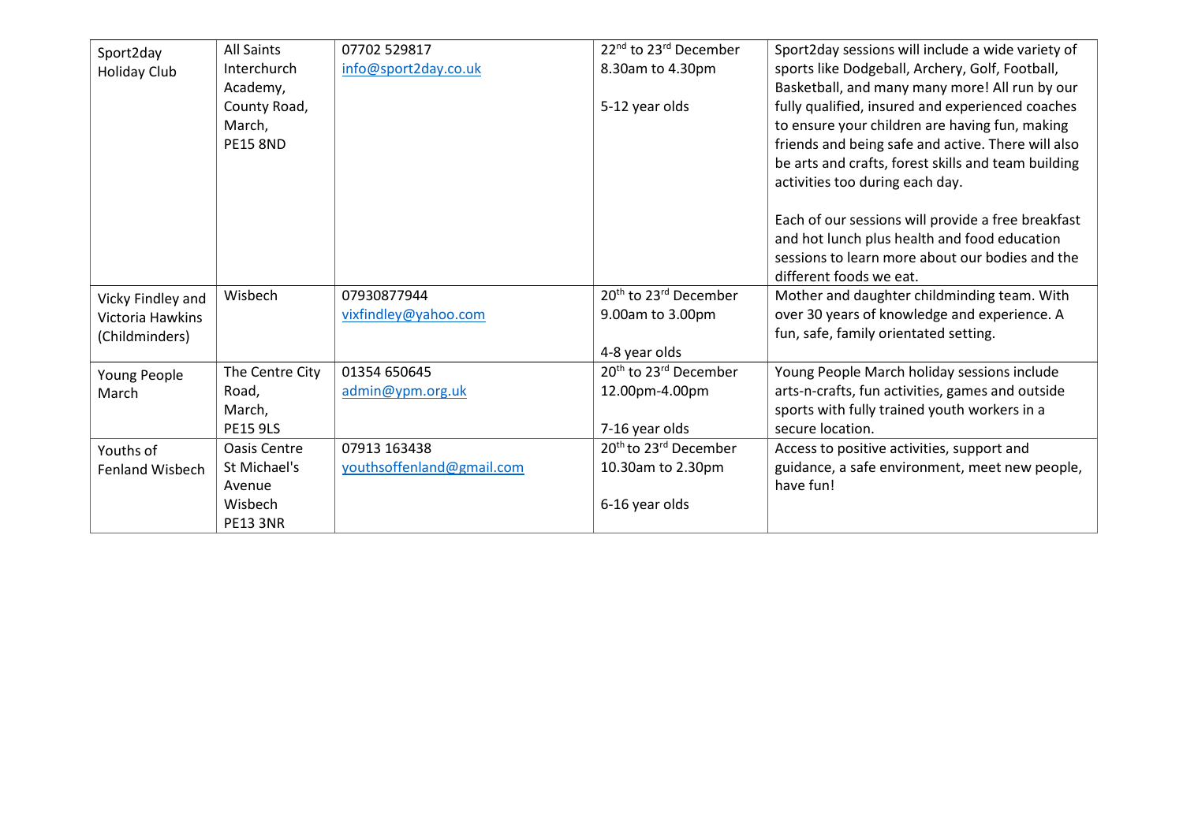| | | | | |
|---|---|---|---|---|
| Sport2day Holiday Club | All Saints Interchurch Academy, County Road, March, PE15 8ND | 07702 529817 info@sport2day.co.uk | 22nd to 23rd December 8.30am to 4.30pm<br><br>5-12 year olds | Sport2day sessions will include a wide variety of sports like Dodgeball, Archery, Golf, Football, Basketball, and many many more! All run by our fully qualified, insured and experienced coaches to ensure your children are having fun, making friends and being safe and active. There will also be arts and crafts, forest skills and team building activities too during each day.<br><br>Each of our sessions will provide a free breakfast and hot lunch plus health and food education sessions to learn more about our bodies and the different foods we eat. |
| Vicky Findley and Victoria Hawkins (Childminders) | Wisbech | 07930877944 vixfindley@yahoo.com | 20th to 23rd December 9.00am to 3.00pm<br><br>4-8 year olds | Mother and daughter childminding team. With over 30 years of knowledge and experience. A fun, safe, family orientated setting. |
| Young People March | The Centre City Road, March, PE15 9LS | 01354 650645 admin@ypm.org.uk | 20th to 23rd December 12.00pm-4.00pm<br><br>7-16 year olds | Young People March holiday sessions include arts-n-crafts, fun activities, games and outside sports with fully trained youth workers in a secure location. |
| Youths of Fenland Wisbech | Oasis Centre St Michael's Avenue Wisbech PE13 3NR | 07913 163438 youthsoffenland@gmail.com | 20th to 23rd December 10.30am to 2.30pm<br><br>6-16 year olds | Access to positive activities, support and guidance, a safe environment, meet new people, have fun! |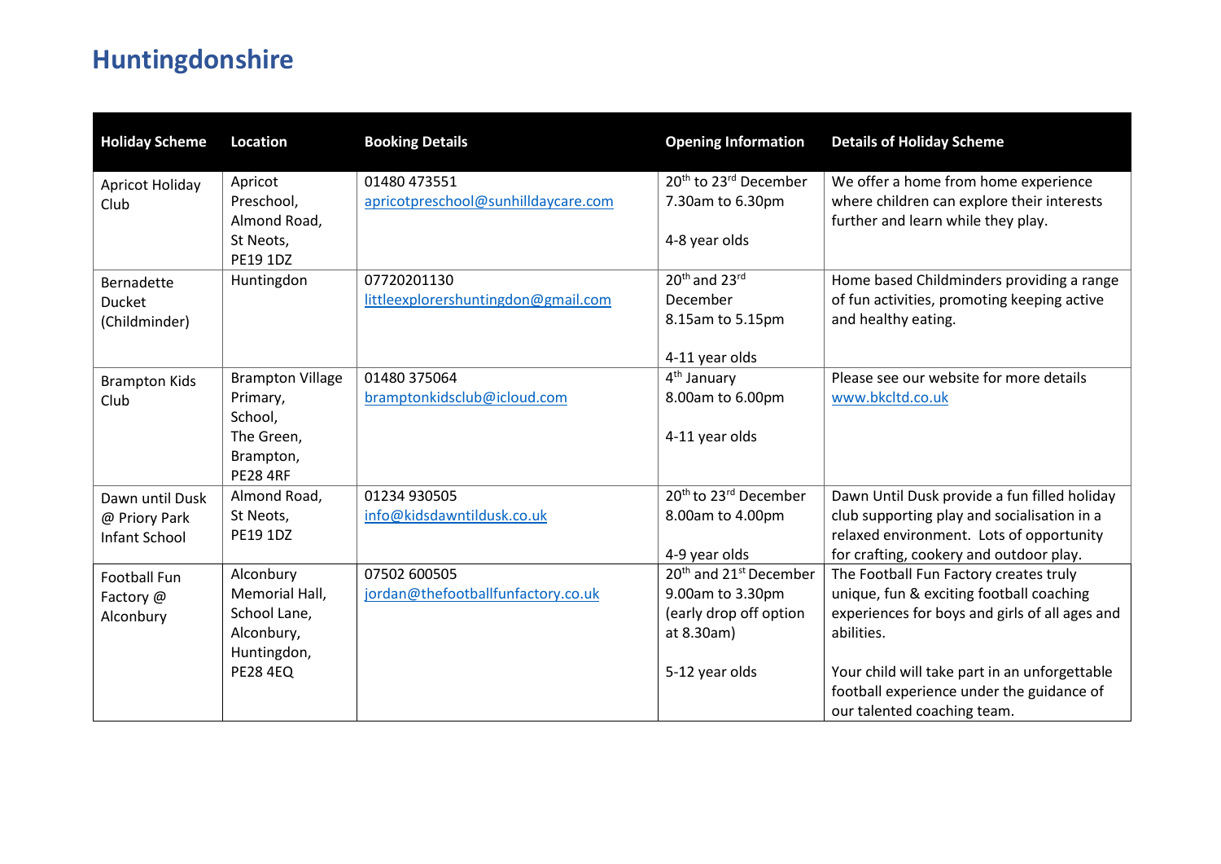# Huntingdonshire

| Holiday Scheme | Location | Booking Details | Opening Information | Details of Holiday Scheme |
|---|---|---|---|---|
| Apricot Holiday Club | Apricot Preschool, Almond Road, St Neots, PE19 1DZ | 01480 473551<br>apricotpreschool@sunhilldaycare.com | 20th to 23rd December<br>7.30am to 6.30pm<br><br>4-8 year olds | We offer a home from home experience where children can explore their interests further and learn while they play. |
| Bernadette Ducket (Childminder) | Huntingdon | 07720201130<br>littleexplorershuntingdon@gmail.com | 20th and 23rd December<br>8.15am to 5.15pm<br><br>4-11 year olds | Home based Childminders providing a range of fun activities, promoting keeping active and healthy eating. |
| Brampton Kids Club | Brampton Village Primary, School, The Green, Brampton, PE28 4RF | 01480 375064<br>bramptonkidsclub@icloud.com | 4th January<br>8.00am to 6.00pm<br><br>4-11 year olds | Please see our website for more details www.bkcltd.co.uk |
| Dawn until Dusk @ Priory Park Infant School | Almond Road, St Neots, PE19 1DZ | 01234 930505<br>info@kidsdawntildusk.co.uk | 20th to 23rd December<br>8.00am to 4.00pm<br><br>4-9 year olds | Dawn Until Dusk provide a fun filled holiday club supporting play and socialisation in a relaxed environment. Lots of opportunity for crafting, cookery and outdoor play. |
| Football Fun Factory @ Alconbury | Alconbury Memorial Hall, School Lane, Alconbury, Huntingdon, PE28 4EQ | 07502 600505<br>jordan@thefootballfunfactory.co.uk | 20th and 21st December<br>9.00am to 3.30pm (early drop off option at 8.30am)<br><br>5-12 year olds | The Football Fun Factory creates truly unique, fun & exciting football coaching experiences for boys and girls of all ages and abilities.<br><br>Your child will take part in an unforgettable football experience under the guidance of our talented coaching team. |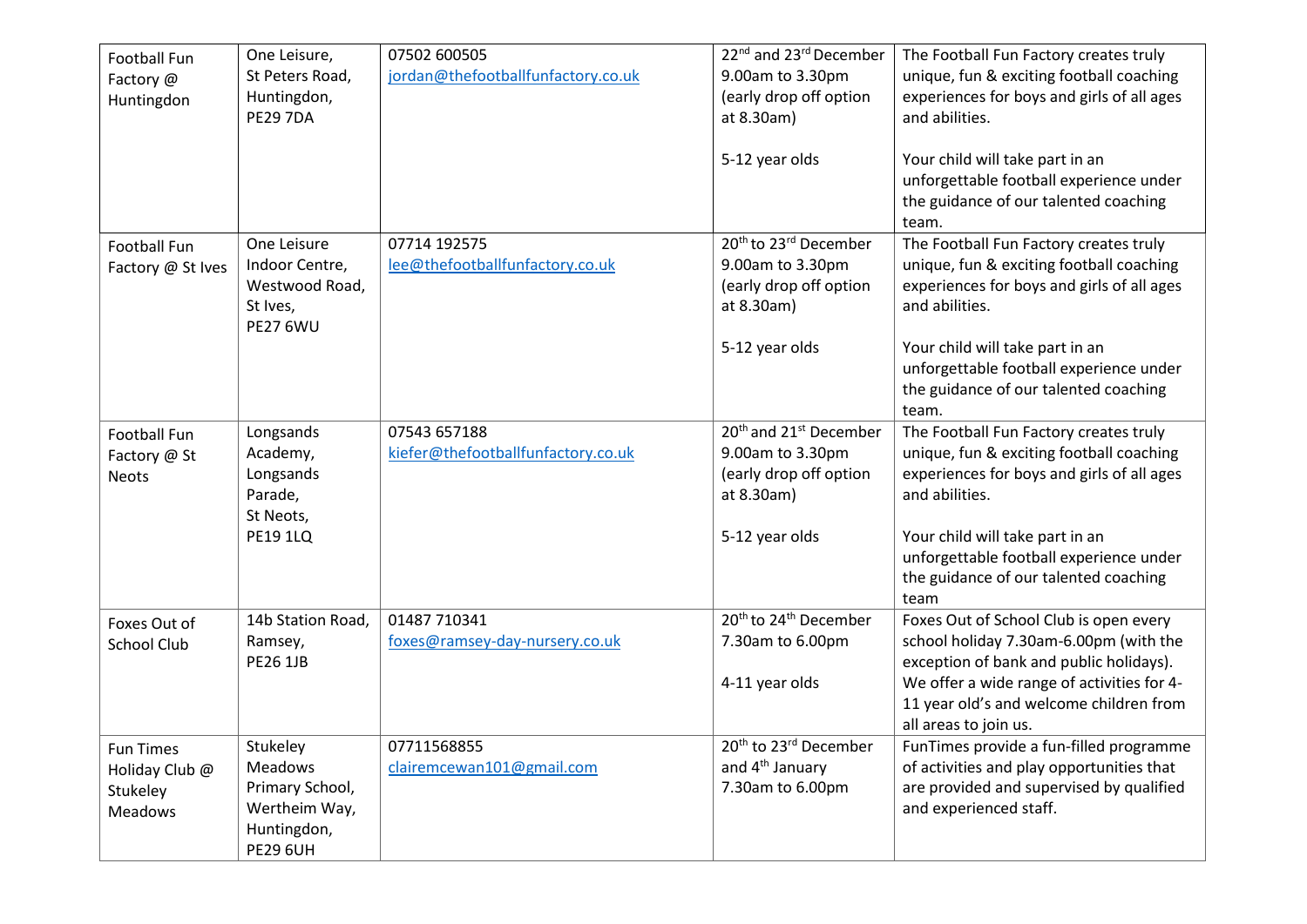| | | | | |
|---|---|---|---|---|
| Football Fun Factory @ Huntingdon | One Leisure, St Peters Road, Huntingdon, PE29 7DA | 07502 600505 jordan@thefootballfunfactory.co.uk | 22nd and 23rd December 9.00am to 3.30pm (early drop off option at 8.30am)<br><br>5-12 year olds | The Football Fun Factory creates truly unique, fun & exciting football coaching experiences for boys and girls of all ages and abilities.<br><br>Your child will take part in an unforgettable football experience under the guidance of our talented coaching team. |
| Football Fun Factory @ St Ives | One Leisure Indoor Centre, Westwood Road, St Ives, PE27 6WU | 07714 192575 lee@thefootballfunfactory.co.uk | 20th to 23rd December 9.00am to 3.30pm (early drop off option at 8.30am)<br><br>5-12 year olds | The Football Fun Factory creates truly unique, fun & exciting football coaching experiences for boys and girls of all ages and abilities.<br><br>Your child will take part in an unforgettable football experience under the guidance of our talented coaching team. |
| Football Fun Factory @ St Neots | Longsands Academy, Longsands Parade, St Neots, PE19 1LQ | 07543 657188 kiefer@thefootballfunfactory.co.uk | 20th and 21st December 9.00am to 3.30pm (early drop off option at 8.30am)<br><br>5-12 year olds | The Football Fun Factory creates truly unique, fun & exciting football coaching experiences for boys and girls of all ages and abilities.<br><br>Your child will take part in an unforgettable football experience under the guidance of our talented coaching team |
| Foxes Out of School Club | 14b Station Road, Ramsey, PE26 1JB | 01487 710341 foxes@ramsey-day-nursery.co.uk | 20th to 24th December 7.30am to 6.00pm<br><br>4-11 year olds | Foxes Out of School Club is open every school holiday 7.30am-6.00pm (with the exception of bank and public holidays). We offer a wide range of activities for 4-11 year old's and welcome children from all areas to join us. |
| Fun Times Holiday Club @ Stukeley Meadows | Stukeley Meadows Primary School, Wertheim Way, Huntingdon, PE29 6UH | 07711568855 clairemcewan101@gmail.com | 20th to 23rd December and 4th January 7.30am to 6.00pm | FunTimes provide a fun-filled programme of activities and play opportunities that are provided and supervised by qualified and experienced staff. |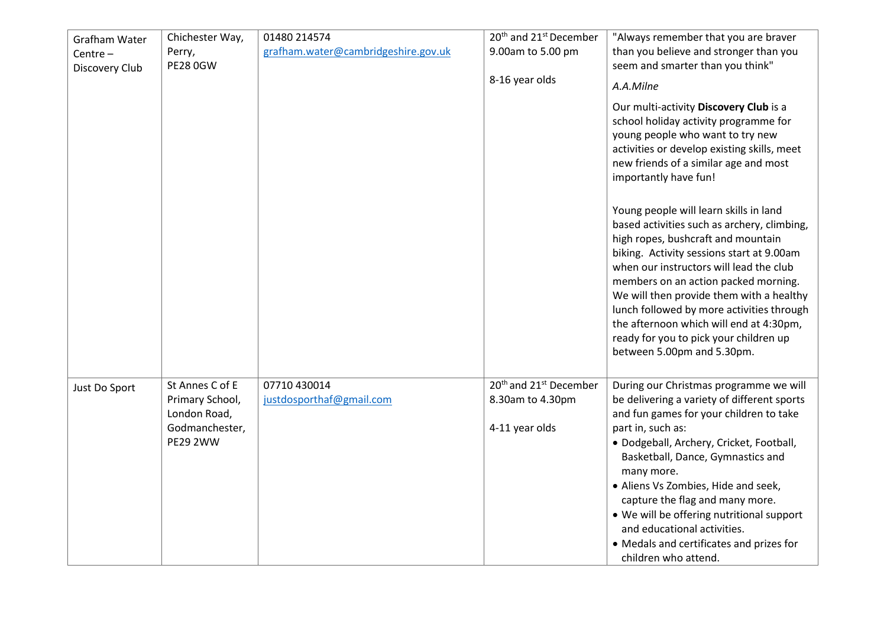| | | | | |
|---|---|---|---|---|
| Grafham Water Centre – Discovery Club | Chichester Way, Perry, PE28 0GW | 01480 214574 [grafham.water@cambridgeshire.gov.uk](mailto:grafham.water@cambridgeshire.gov.uk) | 20th and 21st December 9.00am to 5.00 pm<br><br>8-16 year olds | "Always remember that you are braver than you believe and stronger than you seem and smarter than you think"<br>*A.A.Milne*<br>Our multi-activity **Discovery Club** is a school holiday activity programme for young people who want to try new activities or develop existing skills, meet new friends of a similar age and most importantly have fun!<br><br>Young people will learn skills in land based activities such as archery, climbing, high ropes, bushcraft and mountain biking. Activity sessions start at 9.00am when our instructors will lead the club members on an action packed morning. We will then provide them with a healthy lunch followed by more activities through the afternoon which will end at 4:30pm, ready for you to pick your children up between 5.00pm and 5.30pm. |
| Just Do Sport | St Annes C of E Primary School, London Road, Godmanchester, PE29 2WW | 07710 430014 [justdosporthaf@gmail.com](mailto:justdosporthaf@gmail.com) | 20th and 21st December 8.30am to 4.30pm<br><br>4-11 year olds | During our Christmas programme we will be delivering a variety of different sports and fun games for your children to take part in, such as:<br>• Dodgeball, Archery, Cricket, Football, Basketball, Dance, Gymnastics and many more.<br>• Aliens Vs Zombies, Hide and seek, capture the flag and many more.<br>• We will be offering nutritional support and educational activities.<br>• Medals and certificates and prizes for children who attend. |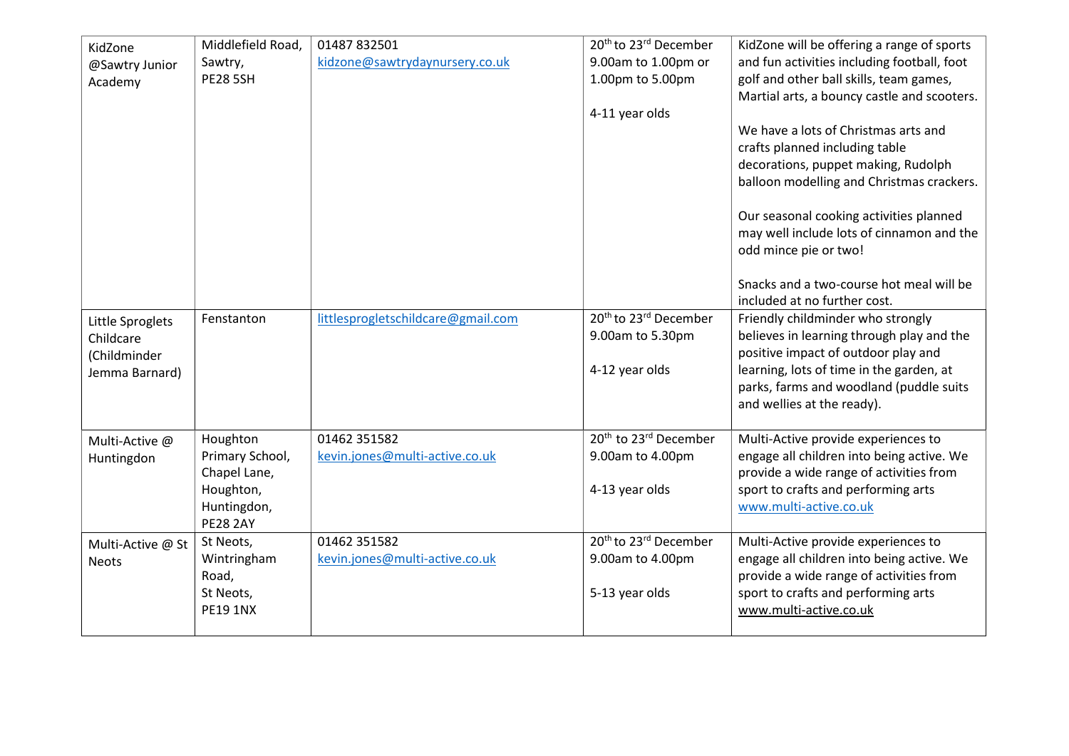| | | | | |
|---|---|---|---|---|
| KidZone @Sawtry Junior Academy | Middlefield Road, Sawtry, PE28 5SH | 01487 832501 kidzone@sawtrydaynursery.co.uk | 20th to 23rd December 9.00am to 1.00pm or 1.00pm to 5.00pm<br><br>4-11 year olds | KidZone will be offering a range of sports and fun activities including football, foot golf and other ball skills, team games, Martial arts, a bouncy castle and scooters.<br><br>We have a lots of Christmas arts and crafts planned including table decorations, puppet making, Rudolph balloon modelling and Christmas crackers.<br><br>Our seasonal cooking activities planned may well include lots of cinnamon and the odd mince pie or two!<br><br>Snacks and a two-course hot meal will be included at no further cost. |
| Little Sproglets Childcare (Childminder Jemma Barnard) | Fenstanton | littlesprogletschildcare@gmail.com | 20th to 23rd December 9.00am to 5.30pm<br><br>4-12 year olds | Friendly childminder who strongly believes in learning through play and the positive impact of outdoor play and learning, lots of time in the garden, at parks, farms and woodland (puddle suits and wellies at the ready). |
| Multi-Active @ Huntingdon | Houghton Primary School, Chapel Lane, Houghton, Huntingdon, PE28 2AY | 01462 351582 kevin.jones@multi-active.co.uk | 20th to 23rd December 9.00am to 4.00pm<br><br>4-13 year olds | Multi-Active provide experiences to engage all children into being active. We provide a wide range of activities from sport to crafts and performing arts www.multi-active.co.uk |
| Multi-Active @ St Neots | St Neots, Wintringham Road, St Neots, PE19 1NX | 01462 351582 kevin.jones@multi-active.co.uk | 20th to 23rd December 9.00am to 4.00pm<br><br>5-13 year olds | Multi-Active provide experiences to engage all children into being active. We provide a wide range of activities from sport to crafts and performing arts www.multi-active.co.uk |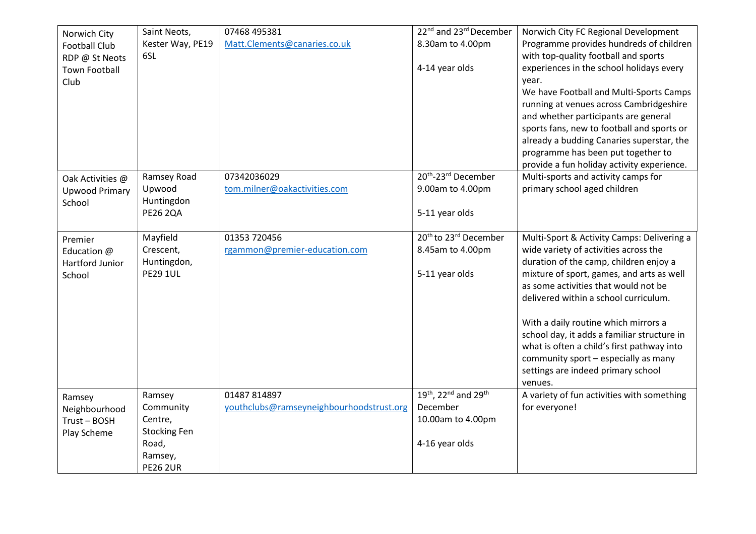| Norwich City Football Club RDP @ St Neots Town Football Club | Saint Neots, Kester Way, PE19 6SL | 07468 495381<br>Matt.Clements@canaries.co.uk | 22nd and 23rd December<br>8.30am to 4.00pm<br><br>4-14 year olds | Norwich City FC Regional Development Programme provides hundreds of children with top-quality football and sports experiences in the school holidays every year.<br>We have Football and Multi-Sports Camps running at venues across Cambridgeshire and whether participants are general sports fans, new to football and sports or already a budding Canaries superstar, the programme has been put together to provide a fun holiday activity experience. |
|---|---|---|---|---|
| Oak Activities @ Upwood Primary School | Ramsey Road Upwood Huntingdon PE26 2QA | 07342036029<br>tom.milner@oakactivities.com | 20th-23rd December<br>9.00am to 4.00pm<br><br>5-11 year olds | Multi-sports and activity camps for primary school aged children |
| Premier Education @ Hartford Junior School | Mayfield Crescent, Huntingdon, PE29 1UL | 01353 720456<br>rgammon@premier-education.com | 20th to 23rd December<br>8.45am to 4.00pm<br><br>5-11 year olds | Multi-Sport & Activity Camps: Delivering a wide variety of activities across the duration of the camp, children enjoy a mixture of sport, games, and arts as well as some activities that would not be delivered within a school curriculum.<br><br>With a daily routine which mirrors a school day, it adds a familiar structure in what is often a child's first pathway into community sport – especially as many settings are indeed primary school venues. |
| Ramsey Neighbourhood Trust – BOSH Play Scheme | Ramsey Community Centre, Stocking Fen Road, Ramsey, PE26 2UR | 01487 814897<br>youthclubs@ramseyneighbourhoodstrust.org | 19th, 22nd and 29th December<br>10.00am to 4.00pm<br><br>4-16 year olds | A variety of fun activities with something for everyone! |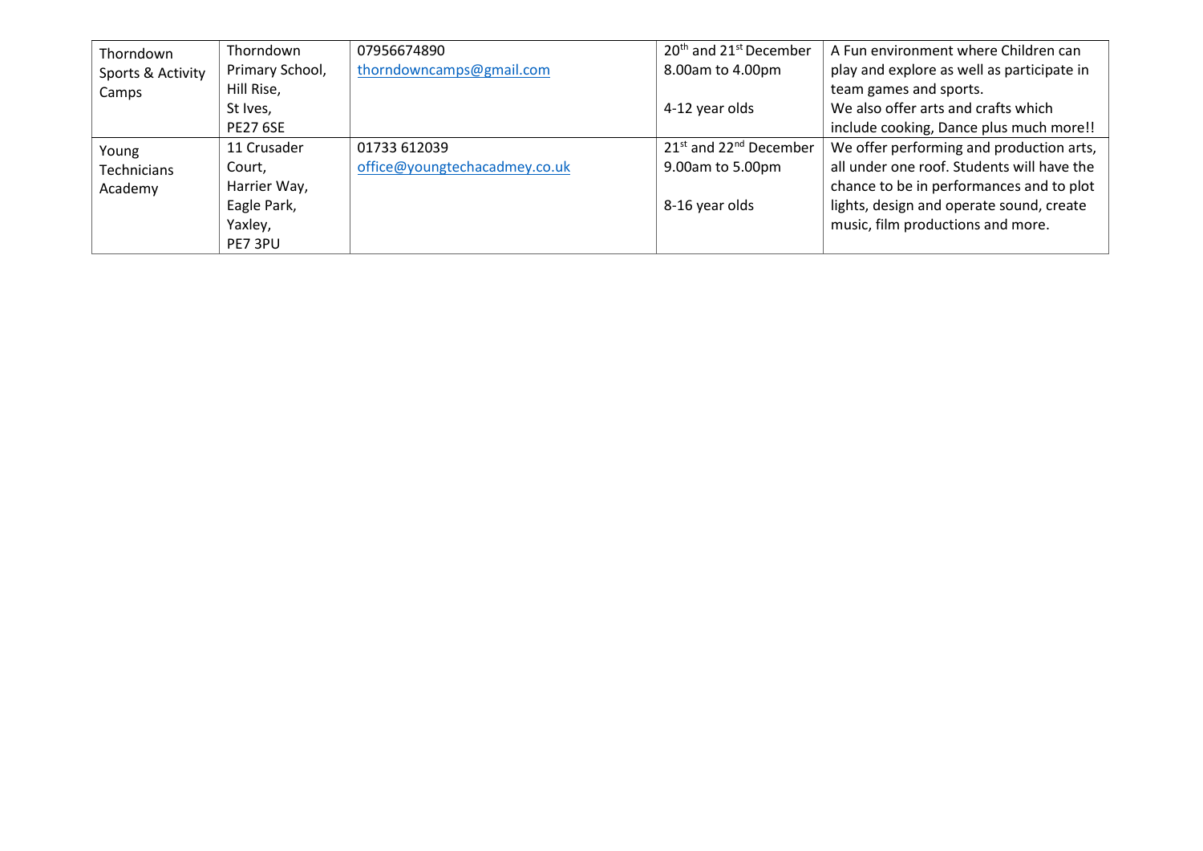| | | | | |
|---|---|---|---|---|
| Thorndown Sports & Activity Camps | Thorndown Primary School, Hill Rise, St Ives, PE27 6SE | 07956674890 thorndowncamps@gmail.com | 20th and 21st December 8.00am to 4.00pm<br><br>4-12 year olds | A Fun environment where Children can play and explore as well as participate in team games and sports. We also offer arts and crafts which include cooking, Dance plus much more!! |
| Young Technicians Academy | 11 Crusader Court, Harrier Way, Eagle Park, Yaxley, PE7 3PU | 01733 612039 office@youngtechacadmey.co.uk | 21st and 22nd December 9.00am to 5.00pm<br><br>8-16 year olds | We offer performing and production arts, all under one roof. Students will have the chance to be in performances and to plot lights, design and operate sound, create music, film productions and more. |